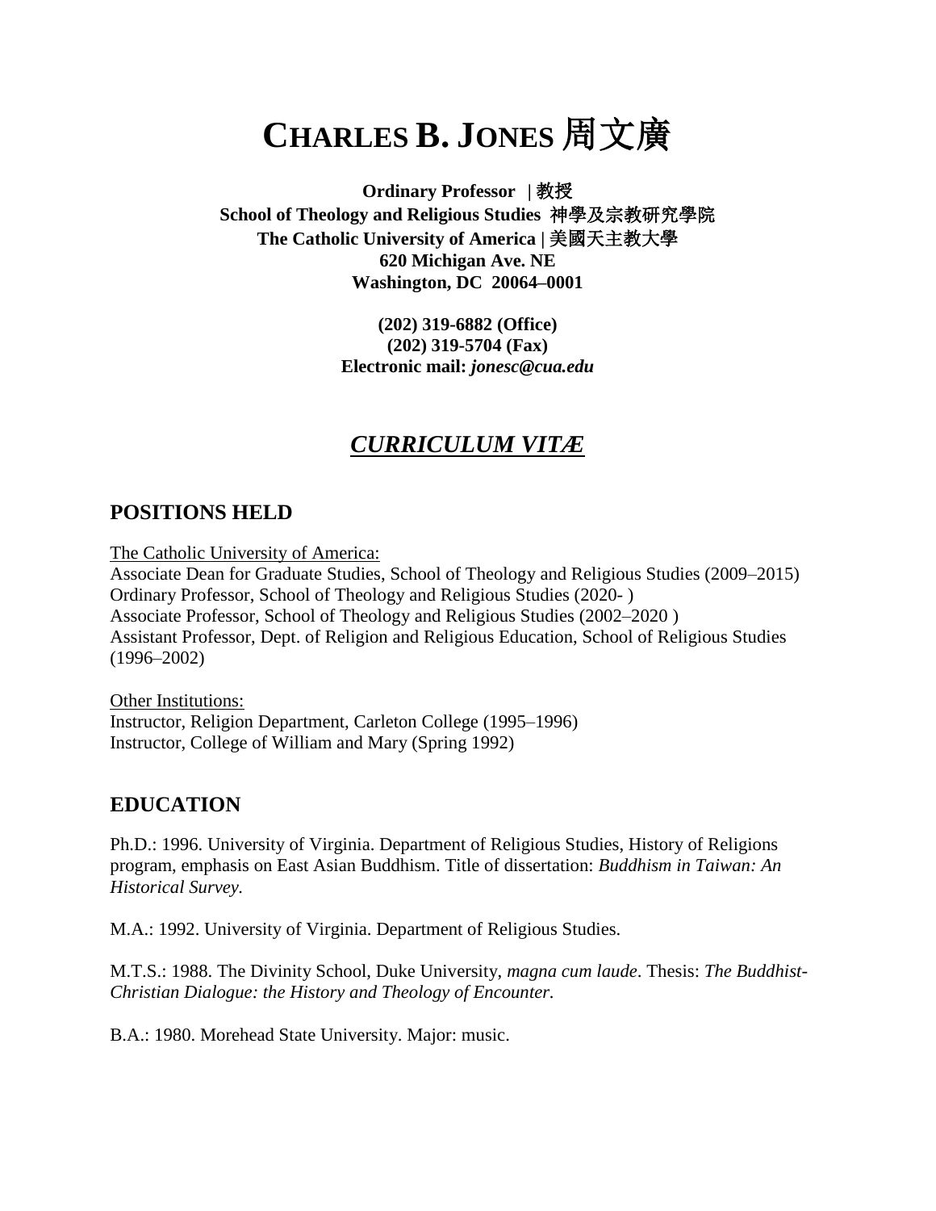# CHARLES B. JONES 周文廣

**Ordinary Professor | 教授**
**School of Theology and Religious Studies 神學及宗教研究學院**
**The Catholic University of America | 美國天主教大學**
**620 Michigan Ave. NE**
**Washington, DC 20064–0001**

**(202) 319-6882 (Office)**
**(202) 319-5704 (Fax)**
**Electronic mail:** ***jonesc@cua.edu***

## *CURRICULUM VITÆ*

## POSITIONS HELD

The Catholic University of America:
Associate Dean for Graduate Studies, School of Theology and Religious Studies (2009–2015)
Ordinary Professor, School of Theology and Religious Studies (2020- )
Associate Professor, School of Theology and Religious Studies (2002–2020 )
Assistant Professor, Dept. of Religion and Religious Education, School of Religious Studies (1996–2002)

Other Institutions:
Instructor, Religion Department, Carleton College (1995–1996)
Instructor, College of William and Mary (Spring 1992)

## EDUCATION

Ph.D.: 1996. University of Virginia. Department of Religious Studies, History of Religions program, emphasis on East Asian Buddhism. Title of dissertation: *Buddhism in Taiwan: An Historical Survey.*

M.A.: 1992. University of Virginia. Department of Religious Studies.

M.T.S.: 1988. The Divinity School, Duke University, *magna cum laude*. Thesis: *The Buddhist-Christian Dialogue: the History and Theology of Encounter.*

B.A.: 1980. Morehead State University. Major: music.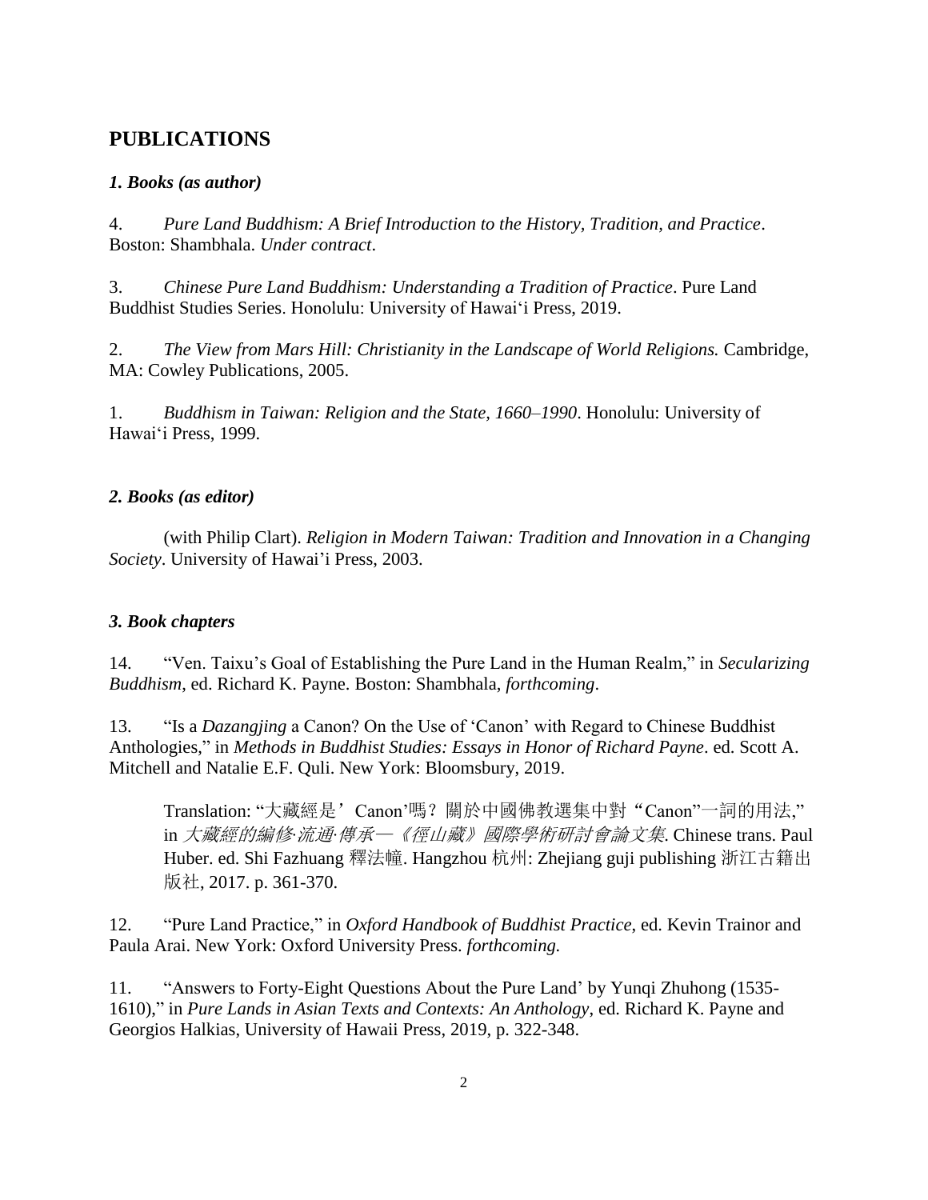# PUBLICATIONS

### *1. Books (as author)*

4. *Pure Land Buddhism: A Brief Introduction to the History, Tradition, and Practice*. Boston: Shambhala. *Under contract*.

3. *Chinese Pure Land Buddhism: Understanding a Tradition of Practice*. Pure Land Buddhist Studies Series. Honolulu: University of Hawai'i Press, 2019.

2. *The View from Mars Hill: Christianity in the Landscape of World Religions.* Cambridge, MA: Cowley Publications, 2005.

1. *Buddhism in Taiwan: Religion and the State, 1660–1990*. Honolulu: University of Hawai'i Press, 1999.

### *2. Books (as editor)*

(with Philip Clart). *Religion in Modern Taiwan: Tradition and Innovation in a Changing Society*. University of Hawai'i Press, 2003.

### *3. Book chapters*

14. "Ven. Taixu's Goal of Establishing the Pure Land in the Human Realm," in *Secularizing Buddhism*, ed. Richard K. Payne. Boston: Shambhala, *forthcoming*.

13. "Is a *Dazangjing* a Canon? On the Use of 'Canon' with Regard to Chinese Buddhist Anthologies," in *Methods in Buddhist Studies: Essays in Honor of Richard Payne*. ed. Scott A. Mitchell and Natalie E.F. Quli. New York: Bloomsbury, 2019.

    Translation: "大藏經是' Canon'嗎？關於中國佛教選集中對"Canon"一詞的用法," in *大藏經的編修·流通·傳承—《徑山藏》國際學術研討會論文集*. Chinese trans. Paul Huber. ed. Shi Fazhuang 釋法幢. Hangzhou 杭州: Zhejiang guji publishing 浙江古籍出版社, 2017. p. 361-370.

12. "Pure Land Practice," in *Oxford Handbook of Buddhist Practice*, ed. Kevin Trainor and Paula Arai. New York: Oxford University Press. *forthcoming.*

11. "Answers to Forty-Eight Questions About the Pure Land' by Yunqi Zhuhong (1535-1610)," in *Pure Lands in Asian Texts and Contexts: An Anthology*, ed. Richard K. Payne and Georgios Halkias, University of Hawaii Press, 2019, p. 322-348.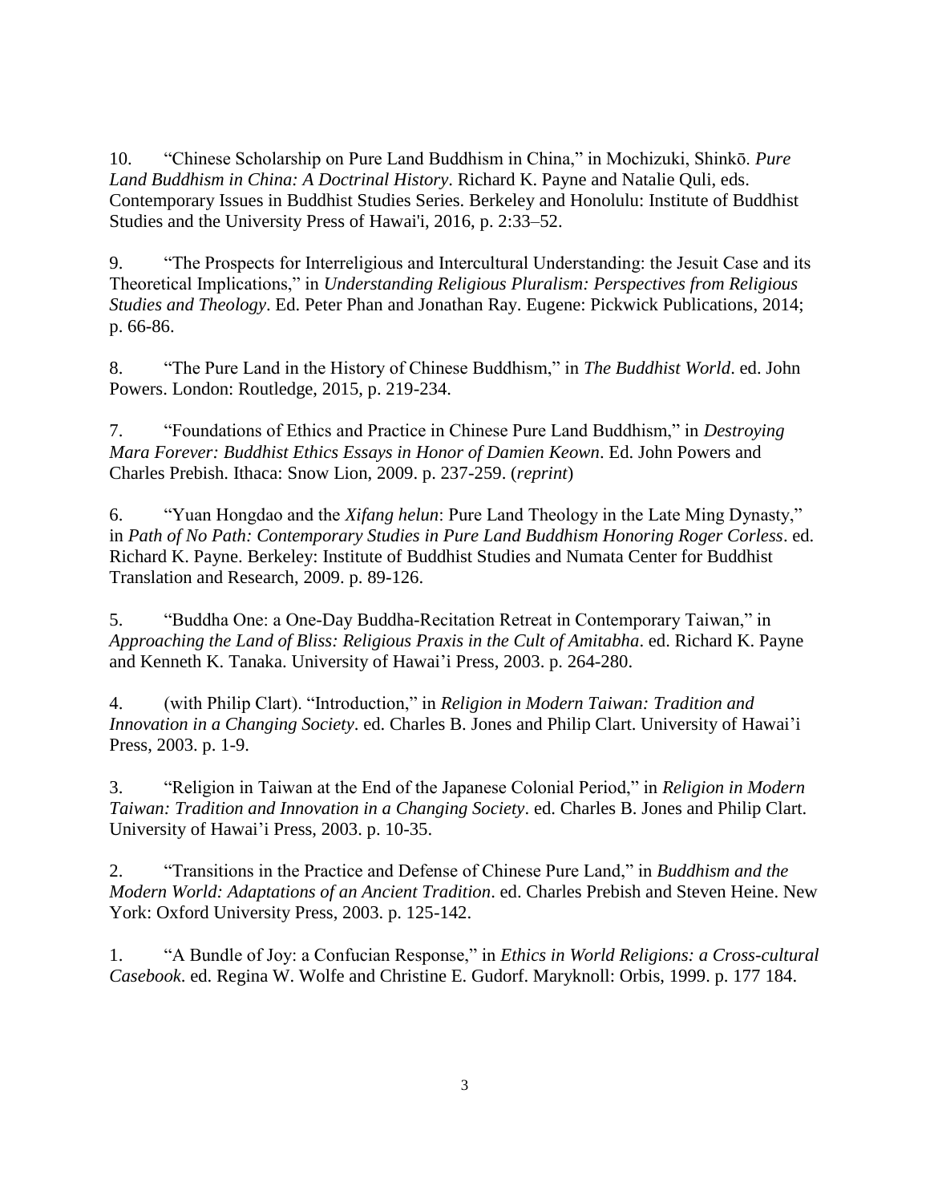10. "Chinese Scholarship on Pure Land Buddhism in China," in Mochizuki, Shinkō. *Pure Land Buddhism in China: A Doctrinal History*. Richard K. Payne and Natalie Quli, eds. Contemporary Issues in Buddhist Studies Series. Berkeley and Honolulu: Institute of Buddhist Studies and the University Press of Hawai'i, 2016, p. 2:33–52.

9. "The Prospects for Interreligious and Intercultural Understanding: the Jesuit Case and its Theoretical Implications," in *Understanding Religious Pluralism: Perspectives from Religious Studies and Theology*. Ed. Peter Phan and Jonathan Ray. Eugene: Pickwick Publications, 2014; p. 66-86.

8. "The Pure Land in the History of Chinese Buddhism," in *The Buddhist World*. ed. John Powers. London: Routledge, 2015, p. 219-234.

7. "Foundations of Ethics and Practice in Chinese Pure Land Buddhism," in *Destroying Mara Forever: Buddhist Ethics Essays in Honor of Damien Keown*. Ed. John Powers and Charles Prebish. Ithaca: Snow Lion, 2009. p. 237-259. (*reprint*)

6. "Yuan Hongdao and the *Xifang helun*: Pure Land Theology in the Late Ming Dynasty," in *Path of No Path: Contemporary Studies in Pure Land Buddhism Honoring Roger Corless*. ed. Richard K. Payne. Berkeley: Institute of Buddhist Studies and Numata Center for Buddhist Translation and Research, 2009. p. 89-126.

5. "Buddha One: a One-Day Buddha-Recitation Retreat in Contemporary Taiwan," in *Approaching the Land of Bliss: Religious Praxis in the Cult of Amitabha*. ed. Richard K. Payne and Kenneth K. Tanaka. University of Hawai'i Press, 2003. p. 264-280.

4. (with Philip Clart). "Introduction," in *Religion in Modern Taiwan: Tradition and Innovation in a Changing Society*. ed. Charles B. Jones and Philip Clart. University of Hawai'i Press, 2003. p. 1-9.

3. "Religion in Taiwan at the End of the Japanese Colonial Period," in *Religion in Modern Taiwan: Tradition and Innovation in a Changing Society*. ed. Charles B. Jones and Philip Clart. University of Hawai'i Press, 2003. p. 10-35.

2. "Transitions in the Practice and Defense of Chinese Pure Land," in *Buddhism and the Modern World: Adaptations of an Ancient Tradition*. ed. Charles Prebish and Steven Heine. New York: Oxford University Press, 2003. p. 125-142.

1. "A Bundle of Joy: a Confucian Response," in *Ethics in World Religions: a Cross-cultural Casebook*. ed. Regina W. Wolfe and Christine E. Gudorf. Maryknoll: Orbis, 1999. p. 177 184.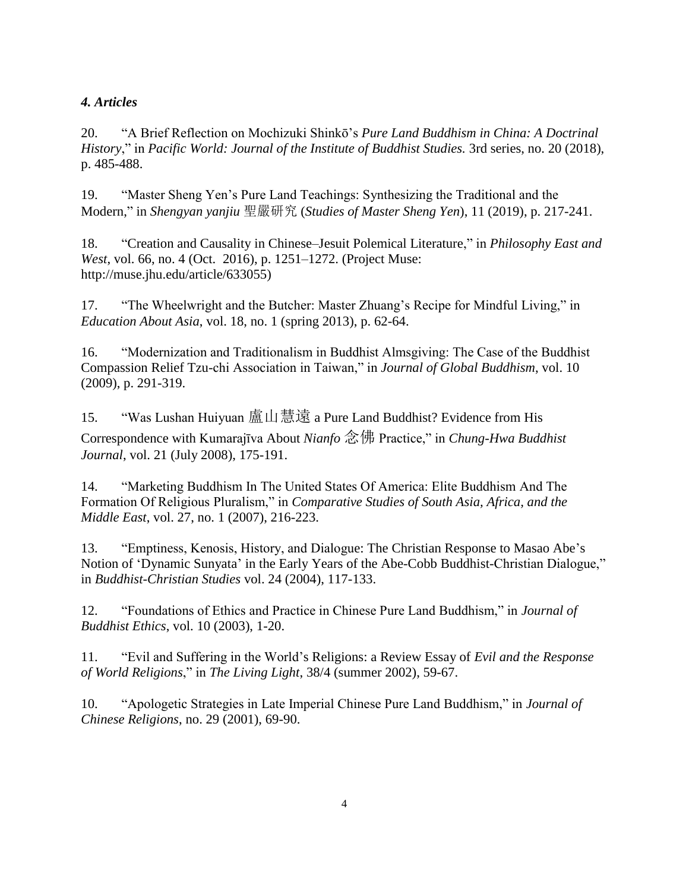### *4. Articles*

20. "A Brief Reflection on Mochizuki Shinkō's *Pure Land Buddhism in China: A Doctrinal History*," in *Pacific World: Journal of the Institute of Buddhist Studies.* 3rd series, no. 20 (2018), p. 485-488.

19. "Master Sheng Yen's Pure Land Teachings: Synthesizing the Traditional and the Modern," in *Shengyan yanjiu* 聖嚴研究 (*Studies of Master Sheng Yen*), 11 (2019), p. 217-241.

18. "Creation and Causality in Chinese–Jesuit Polemical Literature," in *Philosophy East and West*, vol. 66, no. 4 (Oct. 2016), p. 1251–1272. (Project Muse: http://muse.jhu.edu/article/633055)

17. "The Wheelwright and the Butcher: Master Zhuang's Recipe for Mindful Living," in *Education About Asia*, vol. 18, no. 1 (spring 2013), p. 62-64.

16. "Modernization and Traditionalism in Buddhist Almsgiving: The Case of the Buddhist Compassion Relief Tzu-chi Association in Taiwan," in *Journal of Global Buddhism*, vol. 10 (2009), p. 291-319.

15. "Was Lushan Huiyuan 盧山慧遠 a Pure Land Buddhist? Evidence from His Correspondence with Kumarajīva About *Nianfo* 念佛 Practice," in *Chung-Hwa Buddhist Journal*, vol. 21 (July 2008), 175-191.

14. "Marketing Buddhism In The United States Of America: Elite Buddhism And The Formation Of Religious Pluralism," in *Comparative Studies of South Asia, Africa, and the Middle East*, vol. 27, no. 1 (2007), 216-223.

13. "Emptiness, Kenosis, History, and Dialogue: The Christian Response to Masao Abe's Notion of 'Dynamic Sunyata' in the Early Years of the Abe-Cobb Buddhist-Christian Dialogue," in *Buddhist-Christian Studies* vol. 24 (2004), 117-133.

12. "Foundations of Ethics and Practice in Chinese Pure Land Buddhism," in *Journal of Buddhist Ethics*, vol. 10 (2003), 1-20.

11. "Evil and Suffering in the World's Religions: a Review Essay of *Evil and the Response of World Religions*," in *The Living Light*, 38/4 (summer 2002), 59-67.

10. "Apologetic Strategies in Late Imperial Chinese Pure Land Buddhism," in *Journal of Chinese Religions*, no. 29 (2001), 69-90.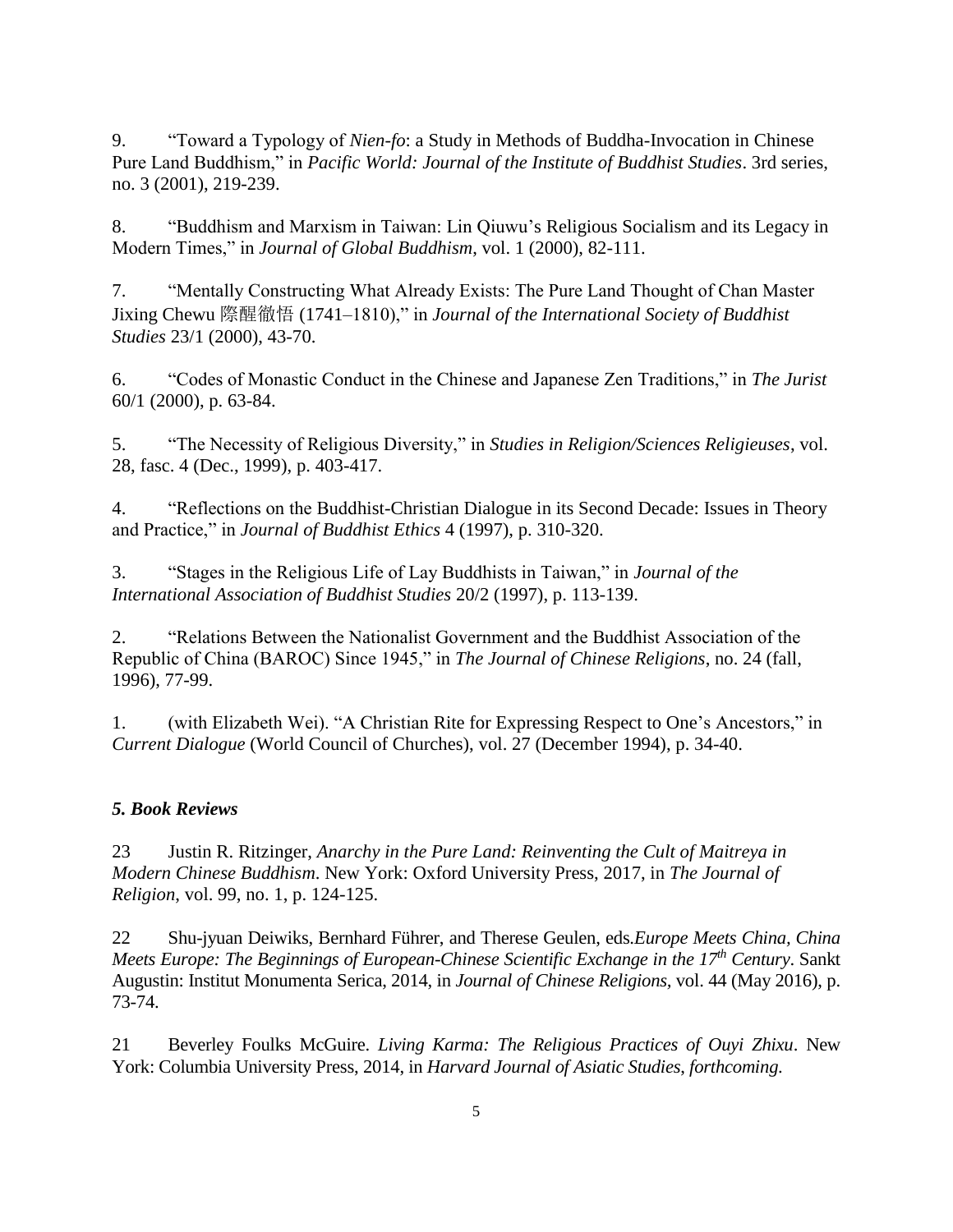9. “Toward a Typology of *Nien-fo*: a Study in Methods of Buddha-Invocation in Chinese Pure Land Buddhism,” in *Pacific World: Journal of the Institute of Buddhist Studies*. 3rd series, no. 3 (2001), 219-239.

8. “Buddhism and Marxism in Taiwan: Lin Qiuwu’s Religious Socialism and its Legacy in Modern Times,” in *Journal of Global Buddhism*, vol. 1 (2000), 82-111.

7. “Mentally Constructing What Already Exists: The Pure Land Thought of Chan Master Jixing Chewu 際醒徹悟 (1741–1810),” in *Journal of the International Society of Buddhist Studies* 23/1 (2000), 43-70.

6. “Codes of Monastic Conduct in the Chinese and Japanese Zen Traditions,” in *The Jurist* 60/1 (2000), p. 63-84.

5. “The Necessity of Religious Diversity,” in *Studies in Religion/Sciences Religieuses*, vol. 28, fasc. 4 (Dec., 1999), p. 403-417.

4. “Reflections on the Buddhist-Christian Dialogue in its Second Decade: Issues in Theory and Practice,” in *Journal of Buddhist Ethics* 4 (1997), p. 310-320.

3. “Stages in the Religious Life of Lay Buddhists in Taiwan,” in *Journal of the International Association of Buddhist Studies* 20/2 (1997), p. 113-139.

2. “Relations Between the Nationalist Government and the Buddhist Association of the Republic of China (BAROC) Since 1945,” in *The Journal of Chinese Religions*, no. 24 (fall, 1996), 77-99.

1. (with Elizabeth Wei). “A Christian Rite for Expressing Respect to One’s Ancestors,” in *Current Dialogue* (World Council of Churches), vol. 27 (December 1994), p. 34-40.

### *5. Book Reviews*

23 Justin R. Ritzinger, *Anarchy in the Pure Land: Reinventing the Cult of Maitreya in Modern Chinese Buddhism*. New York: Oxford University Press, 2017, in *The Journal of Religion*, vol. 99, no. 1, p. 124-125.

22 Shu-jyuan Deiwiks, Bernhard Führer, and Therese Geulen, eds.*Europe Meets China, China Meets Europe: The Beginnings of European-Chinese Scientific Exchange in the 17th Century*. Sankt Augustin: Institut Monumenta Serica, 2014, in *Journal of Chinese Religions*, vol. 44 (May 2016), p. 73-74.

21 Beverley Foulks McGuire. *Living Karma: The Religious Practices of Ouyi Zhixu*. New York: Columbia University Press, 2014, in *Harvard Journal of Asiatic Studies*, *forthcoming.*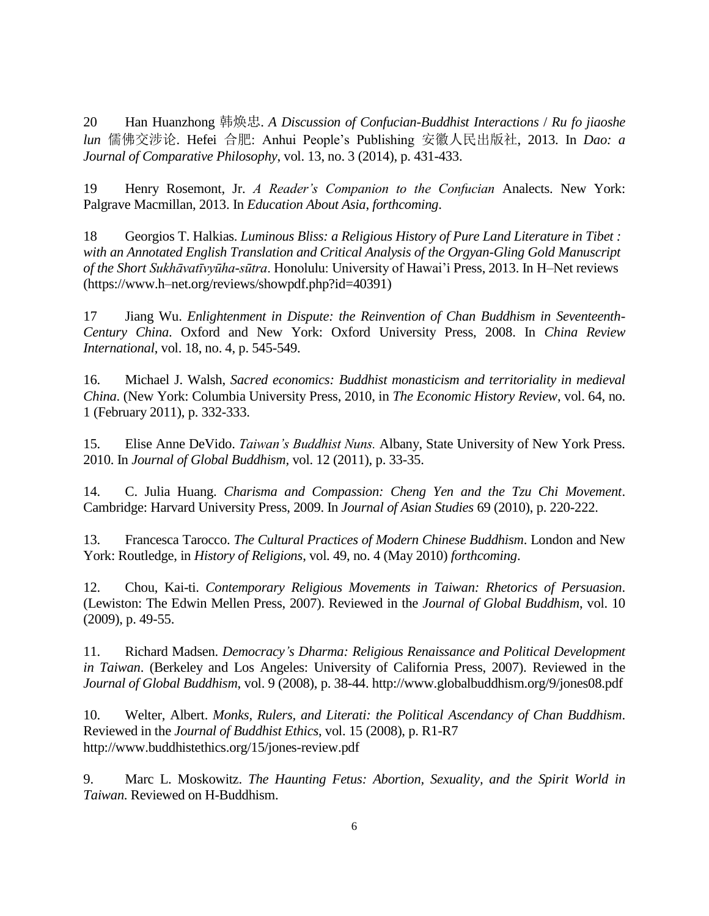20 Han Huanzhong 韩焕忠. *A Discussion of Confucian-Buddhist Interactions* / *Ru fo jiaoshe lun* 儒佛交涉论. Hefei 合肥: Anhui People's Publishing 安徽人民出版社, 2013. In *Dao: a Journal of Comparative Philosophy*, vol. 13, no. 3 (2014), p. 431-433.

19 Henry Rosemont, Jr. *A Reader's Companion to the Confucian* Analects. New York: Palgrave Macmillan, 2013. In *Education About Asia*, *forthcoming*.

18 Georgios T. Halkias. *Luminous Bliss: a Religious History of Pure Land Literature in Tibet : with an Annotated English Translation and Critical Analysis of the Orgyan-Gling Gold Manuscript of the Short Sukhāvatīvyūha-sūtra*. Honolulu: University of Hawai'i Press, 2013. In H–Net reviews (https://www.h–net.org/reviews/showpdf.php?id=40391)

17 Jiang Wu. *Enlightenment in Dispute: the Reinvention of Chan Buddhism in Seventeenth-Century China*. Oxford and New York: Oxford University Press, 2008. In *China Review International*, vol. 18, no. 4, p. 545-549.

16. Michael J. Walsh, *Sacred economics: Buddhist monasticism and territoriality in medieval China*. (New York: Columbia University Press, 2010, in *The Economic History Review*, vol. 64, no. 1 (February 2011), p. 332-333.

15. Elise Anne DeVido. *Taiwan's Buddhist Nuns.* Albany, State University of New York Press. 2010. In *Journal of Global Buddhism*, vol. 12 (2011), p. 33-35.

14. C. Julia Huang. *Charisma and Compassion: Cheng Yen and the Tzu Chi Movement*. Cambridge: Harvard University Press, 2009. In *Journal of Asian Studies* 69 (2010), p. 220-222.

13. Francesca Tarocco. *The Cultural Practices of Modern Chinese Buddhism*. London and New York: Routledge, in *History of Religions*, vol. 49, no. 4 (May 2010) *forthcoming*.

12. Chou, Kai-ti. *Contemporary Religious Movements in Taiwan: Rhetorics of Persuasion*. (Lewiston: The Edwin Mellen Press, 2007). Reviewed in the *Journal of Global Buddhism*, vol. 10 (2009), p. 49-55.

11. Richard Madsen. *Democracy's Dharma: Religious Renaissance and Political Development in Taiwan*. (Berkeley and Los Angeles: University of California Press, 2007). Reviewed in the *Journal of Global Buddhism*, vol. 9 (2008), p. 38-44. http://www.globalbuddhism.org/9/jones08.pdf

10. Welter, Albert. *Monks, Rulers, and Literati: the Political Ascendancy of Chan Buddhism*. Reviewed in the *Journal of Buddhist Ethics*, vol. 15 (2008), p. R1-R7 http://www.buddhistethics.org/15/jones-review.pdf

9. Marc L. Moskowitz. *The Haunting Fetus: Abortion, Sexuality, and the Spirit World in Taiwan*. Reviewed on H-Buddhism.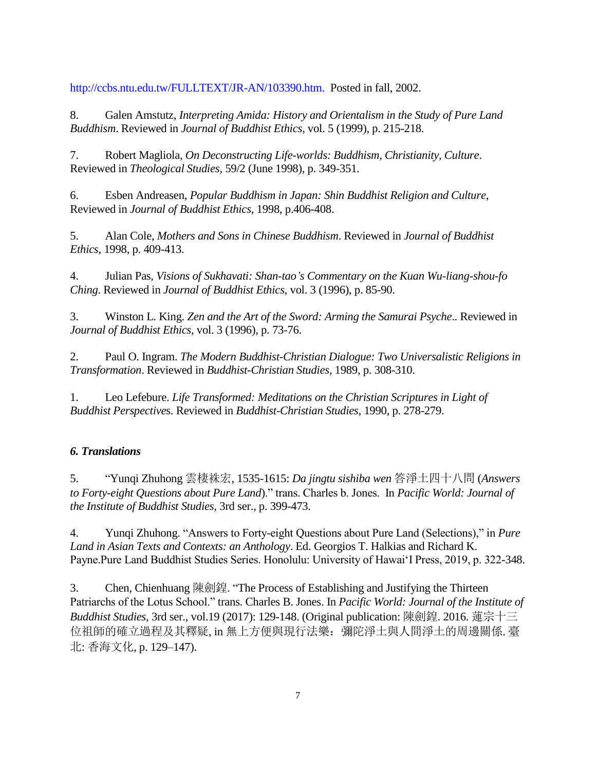http://ccbs.ntu.edu.tw/FULLTEXT/JR-AN/103390.htm. Posted in fall, 2002.

8. Galen Amstutz, *Interpreting Amida: History and Orientalism in the Study of Pure Land Buddhism*. Reviewed in *Journal of Buddhist Ethics*, vol. 5 (1999), p. 215-218.

7. Robert Magliola, *On Deconstructing Life-worlds: Buddhism, Christianity, Culture*. Reviewed in *Theological Studies*, 59/2 (June 1998), p. 349-351.

6. Esben Andreasen, *Popular Buddhism in Japan: Shin Buddhist Religion and Culture*, Reviewed in *Journal of Buddhist Ethics*, 1998, p.406-408.

5. Alan Cole, *Mothers and Sons in Chinese Buddhism*. Reviewed in *Journal of Buddhist Ethics*, 1998, p. 409-413.

4. Julian Pas, *Visions of Sukhavati: Shan-tao's Commentary on the Kuan Wu-liang-shou-fo Ching*. Reviewed in *Journal of Buddhist Ethics*, vol. 3 (1996), p. 85-90.

3. Winston L. King. *Zen and the Art of the Sword: Arming the Samurai Psyche*.. Reviewed in *Journal of Buddhist Ethics*, vol. 3 (1996), p. 73-76.

2. Paul O. Ingram. *The Modern Buddhist-Christian Dialogue: Two Universalistic Religions in Transformation*. Reviewed in *Buddhist-Christian Studies*, 1989, p. 308-310.

1. Leo Lefebure. *Life Transformed: Meditations on the Christian Scriptures in Light of Buddhist Perspective*s. Reviewed in *Buddhist-Christian Studies*, 1990, p. 278-279.

### *6. Translations*

5. "Yunqi Zhuhong 雲棲袾宏, 1535-1615: *Da jingtu sishiba wen* 答淨土四十八問 (*Answers to Forty-eight Questions about Pure Land*)." trans. Charles b. Jones. In *Pacific World: Journal of the Institute of Buddhist Studies*, 3rd ser., p. 399-473.

4. Yunqi Zhuhong. "Answers to Forty-eight Questions about Pure Land (Selections)," in *Pure Land in Asian Texts and Contexts: an Anthology*. Ed. Georgios T. Halkias and Richard K. Payne.Pure Land Buddhist Studies Series. Honolulu: University of Hawai'I Press, 2019, p. 322-348.

3. Chen, Chienhuang 陳劍鍠. "The Process of Establishing and Justifying the Thirteen Patriarchs of the Lotus School." trans. Charles B. Jones. In *Pacific World: Journal of the Institute of Buddhist Studies*, 3rd ser., vol.19 (2017): 129-148. (Original publication: 陳劍鍠. 2016. 蓮宗十三位祖師的確立過程及其釋疑, in 無上方便與現行法樂：彌陀淨土與人間淨土的周邊關係. 臺北: 香海文化, p. 129–147).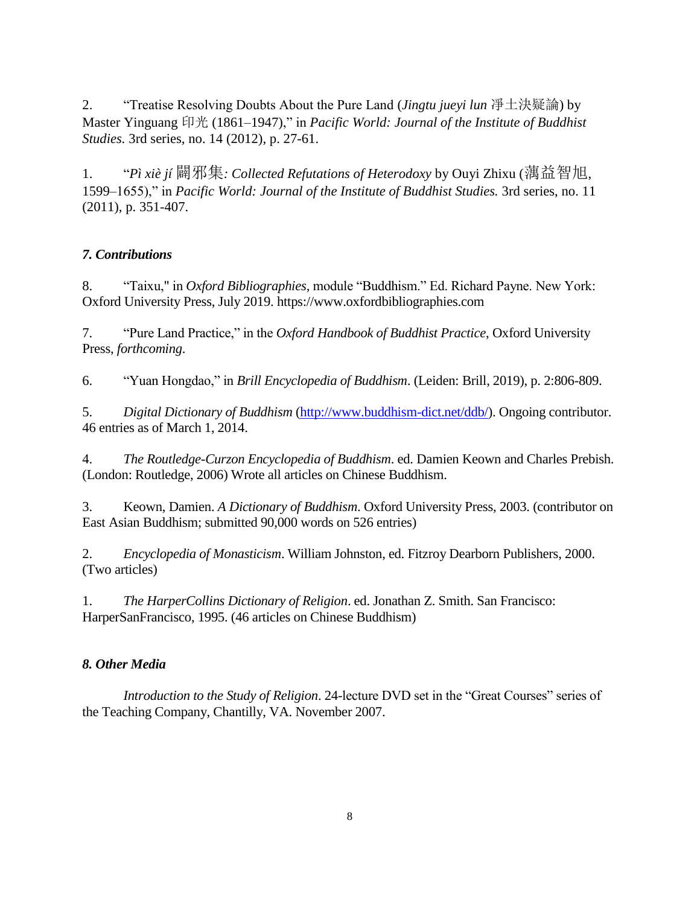2. “Treatise Resolving Doubts About the Pure Land (*Jingtu jueyi lun* 淨土決疑論) by Master Yinguang 印光 (1861–1947),” in *Pacific World: Journal of the Institute of Buddhist Studies.* 3rd series, no. 14 (2012), p. 27-61.

1. “*Pì xiè jí* 闢邪集*: Collected Refutations of Heterodoxy* by Ouyi Zhixu (蕅益智旭, 1599–1655),” in *Pacific World: Journal of the Institute of Buddhist Studies.* 3rd series, no. 11 (2011), p. 351-407.

### *7. Contributions*

8. “Taixu," in *Oxford Bibliographies*, module “Buddhism.” Ed. Richard Payne. New York: Oxford University Press, July 2019. https://www.oxfordbibliographies.com

7. “Pure Land Practice,” in the *Oxford Handbook of Buddhist Practice*, Oxford University Press, *forthcoming*.

6. “Yuan Hongdao,” in *Brill Encyclopedia of Buddhism*. (Leiden: Brill, 2019), p. 2:806-809.

5. *Digital Dictionary of Buddhism* (http://www.buddhism-dict.net/ddb/). Ongoing contributor. 46 entries as of March 1, 2014.

4. *The Routledge-Curzon Encyclopedia of Buddhism*. ed. Damien Keown and Charles Prebish. (London: Routledge, 2006) Wrote all articles on Chinese Buddhism.

3. Keown, Damien. *A Dictionary of Buddhism*. Oxford University Press, 2003. (contributor on East Asian Buddhism; submitted 90,000 words on 526 entries)

2. *Encyclopedia of Monasticism*. William Johnston, ed. Fitzroy Dearborn Publishers, 2000. (Two articles)

1. *The HarperCollins Dictionary of Religion*. ed. Jonathan Z. Smith. San Francisco: HarperSanFrancisco, 1995. (46 articles on Chinese Buddhism)

### *8. Other Media*

*Introduction to the Study of Religion*. 24-lecture DVD set in the “Great Courses” series of the Teaching Company, Chantilly, VA. November 2007.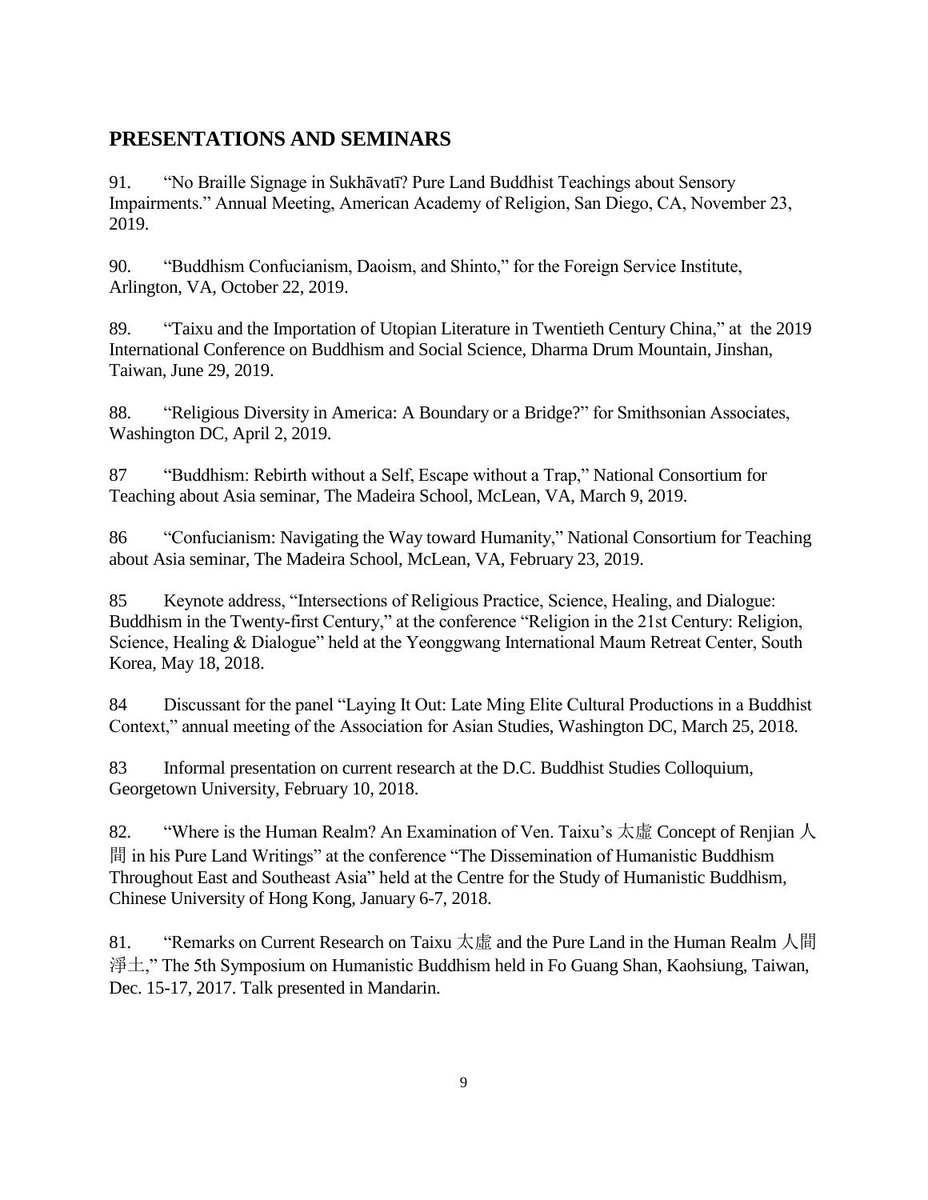## PRESENTATIONS AND SEMINARS

91. "No Braille Signage in Sukhāvatī? Pure Land Buddhist Teachings about Sensory Impairments." Annual Meeting, American Academy of Religion, San Diego, CA, November 23, 2019.

90. "Buddhism Confucianism, Daoism, and Shinto," for the Foreign Service Institute, Arlington, VA, October 22, 2019.

89. "Taixu and the Importation of Utopian Literature in Twentieth Century China," at the 2019 International Conference on Buddhism and Social Science, Dharma Drum Mountain, Jinshan, Taiwan, June 29, 2019.

88. "Religious Diversity in America: A Boundary or a Bridge?" for Smithsonian Associates, Washington DC, April 2, 2019.

87 "Buddhism: Rebirth without a Self, Escape without a Trap," National Consortium for Teaching about Asia seminar, The Madeira School, McLean, VA, March 9, 2019.

86 "Confucianism: Navigating the Way toward Humanity," National Consortium for Teaching about Asia seminar, The Madeira School, McLean, VA, February 23, 2019.

85 Keynote address, "Intersections of Religious Practice, Science, Healing, and Dialogue: Buddhism in the Twenty-first Century," at the conference "Religion in the 21st Century: Religion, Science, Healing & Dialogue" held at the Yeonggwang International Maum Retreat Center, South Korea, May 18, 2018.

84 Discussant for the panel "Laying It Out: Late Ming Elite Cultural Productions in a Buddhist Context," annual meeting of the Association for Asian Studies, Washington DC, March 25, 2018.

83 Informal presentation on current research at the D.C. Buddhist Studies Colloquium, Georgetown University, February 10, 2018.

82. "Where is the Human Realm? An Examination of Ven. Taixu's 太虛 Concept of Renjian 人間 in his Pure Land Writings" at the conference "The Dissemination of Humanistic Buddhism Throughout East and Southeast Asia" held at the Centre for the Study of Humanistic Buddhism, Chinese University of Hong Kong, January 6-7, 2018.

81. "Remarks on Current Research on Taixu 太虛 and the Pure Land in the Human Realm 人間淨土," The 5th Symposium on Humanistic Buddhism held in Fo Guang Shan, Kaohsiung, Taiwan, Dec. 15-17, 2017. Talk presented in Mandarin.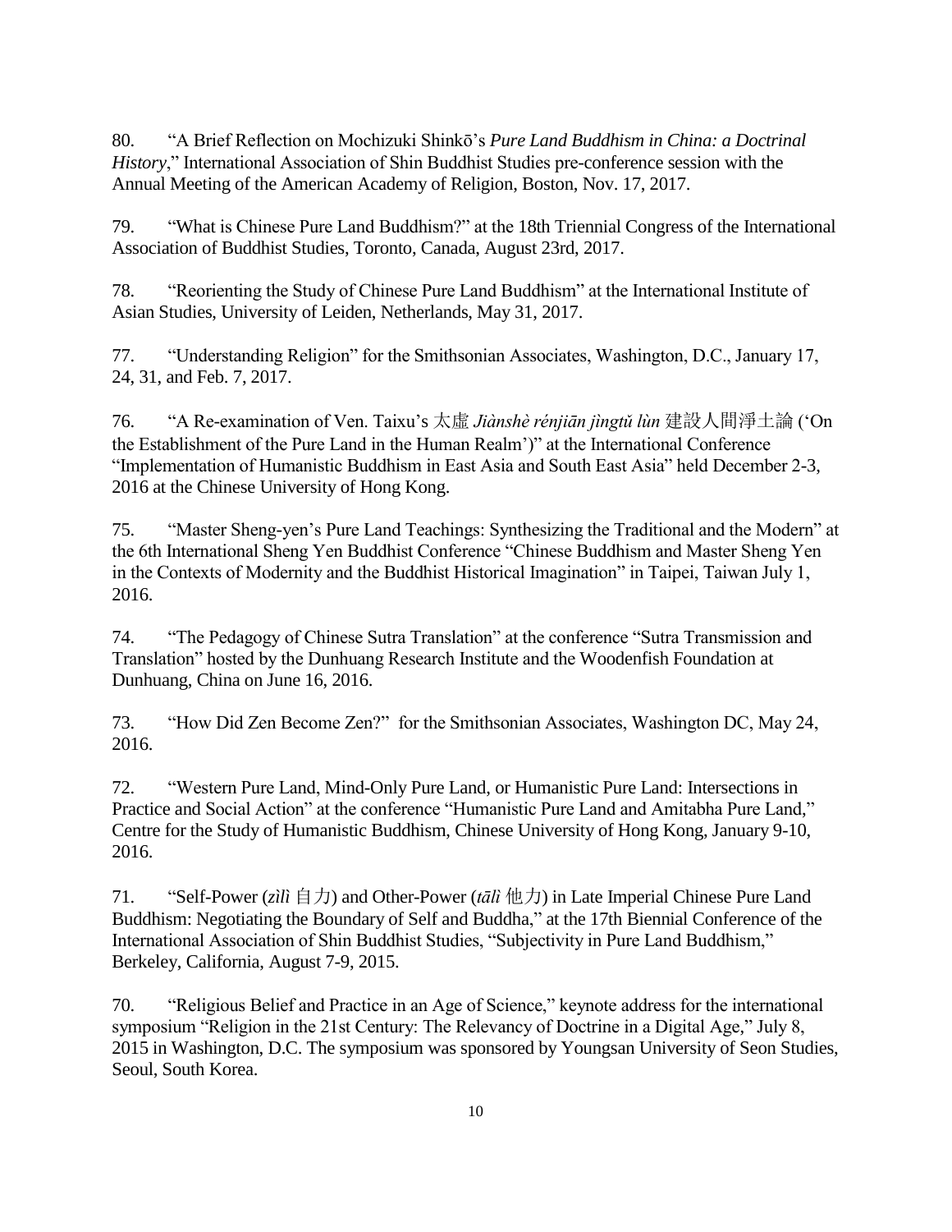80. "A Brief Reflection on Mochizuki Shinkō's *Pure Land Buddhism in China: a Doctrinal History*," International Association of Shin Buddhist Studies pre-conference session with the Annual Meeting of the American Academy of Religion, Boston, Nov. 17, 2017.

79. "What is Chinese Pure Land Buddhism?" at the 18th Triennial Congress of the International Association of Buddhist Studies, Toronto, Canada, August 23rd, 2017.

78. "Reorienting the Study of Chinese Pure Land Buddhism" at the International Institute of Asian Studies, University of Leiden, Netherlands, May 31, 2017.

77. "Understanding Religion" for the Smithsonian Associates, Washington, D.C., January 17, 24, 31, and Feb. 7, 2017.

76. "A Re-examination of Ven. Taixu's 太虛 *Jiànshè rénjiān jìngtǔ lùn* 建設人間淨土論 ('On the Establishment of the Pure Land in the Human Realm')" at the International Conference "Implementation of Humanistic Buddhism in East Asia and South East Asia" held December 2-3, 2016 at the Chinese University of Hong Kong.

75. "Master Sheng-yen's Pure Land Teachings: Synthesizing the Traditional and the Modern" at the 6th International Sheng Yen Buddhist Conference "Chinese Buddhism and Master Sheng Yen in the Contexts of Modernity and the Buddhist Historical Imagination" in Taipei, Taiwan July 1, 2016.

74. "The Pedagogy of Chinese Sutra Translation" at the conference "Sutra Transmission and Translation" hosted by the Dunhuang Research Institute and the Woodenfish Foundation at Dunhuang, China on June 16, 2016.

73. "How Did Zen Become Zen?" for the Smithsonian Associates, Washington DC, May 24, 2016.

72. "Western Pure Land, Mind-Only Pure Land, or Humanistic Pure Land: Intersections in Practice and Social Action" at the conference "Humanistic Pure Land and Amitabha Pure Land," Centre for the Study of Humanistic Buddhism, Chinese University of Hong Kong, January 9-10, 2016.

71. "Self-Power (*zìlì* 自力) and Other-Power (*tālì* 他力) in Late Imperial Chinese Pure Land Buddhism: Negotiating the Boundary of Self and Buddha," at the 17th Biennial Conference of the International Association of Shin Buddhist Studies, "Subjectivity in Pure Land Buddhism," Berkeley, California, August 7-9, 2015.

70. "Religious Belief and Practice in an Age of Science," keynote address for the international symposium "Religion in the 21st Century: The Relevancy of Doctrine in a Digital Age," July 8, 2015 in Washington, D.C. The symposium was sponsored by Youngsan University of Seon Studies, Seoul, South Korea.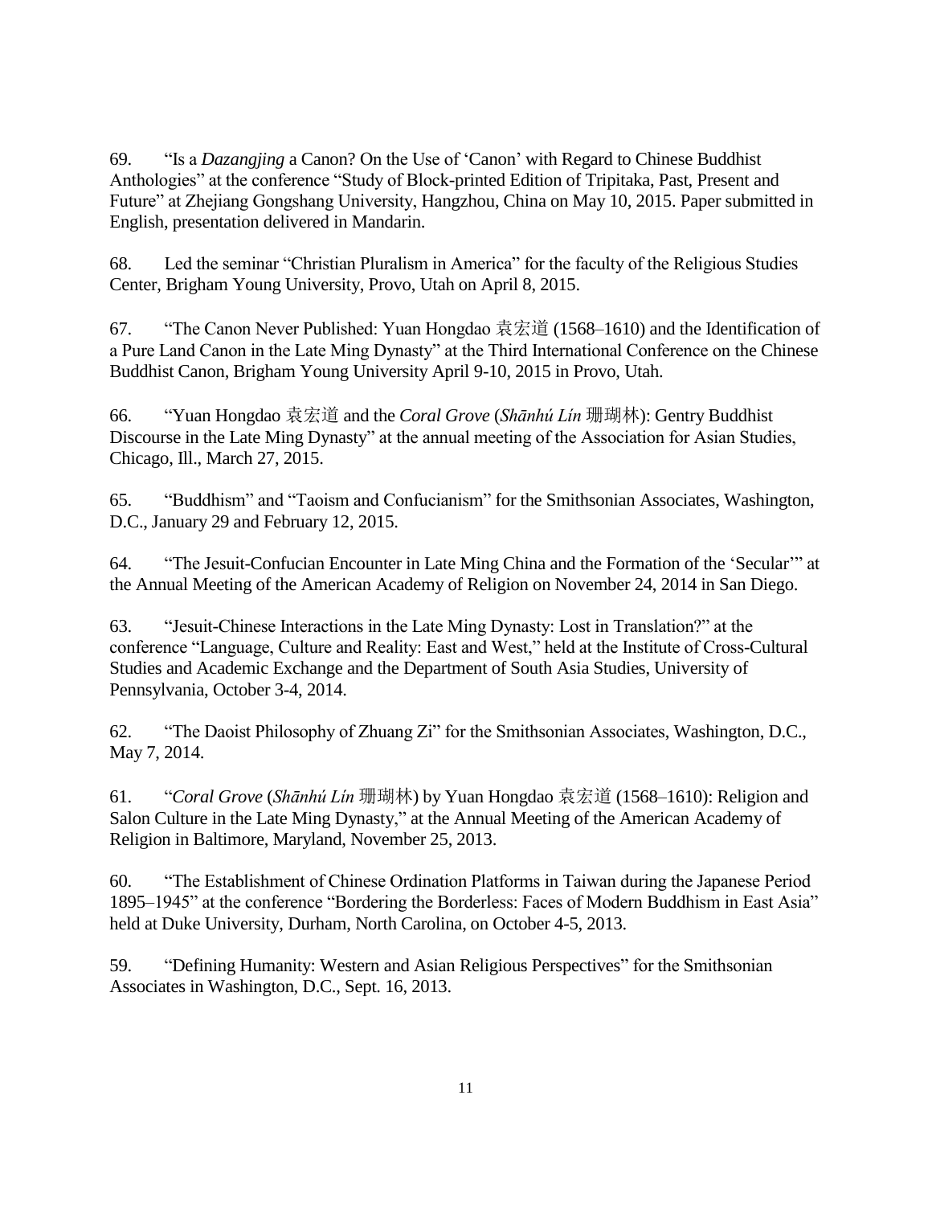69. “Is a *Dazangjing* a Canon? On the Use of ‘Canon’ with Regard to Chinese Buddhist Anthologies” at the conference “Study of Block-printed Edition of Tripitaka, Past, Present and Future” at Zhejiang Gongshang University, Hangzhou, China on May 10, 2015. Paper submitted in English, presentation delivered in Mandarin.

68. Led the seminar “Christian Pluralism in America” for the faculty of the Religious Studies Center, Brigham Young University, Provo, Utah on April 8, 2015.

67. “The Canon Never Published: Yuan Hongdao 袁宏道 (1568–1610) and the Identification of a Pure Land Canon in the Late Ming Dynasty” at the Third International Conference on the Chinese Buddhist Canon, Brigham Young University April 9-10, 2015 in Provo, Utah.

66. “Yuan Hongdao 袁宏道 and the *Coral Grove* (*Shānhú Lín* 珊瑚林): Gentry Buddhist Discourse in the Late Ming Dynasty” at the annual meeting of the Association for Asian Studies, Chicago, Ill., March 27, 2015.

65. “Buddhism” and “Taoism and Confucianism” for the Smithsonian Associates, Washington, D.C., January 29 and February 12, 2015.

64. “The Jesuit-Confucian Encounter in Late Ming China and the Formation of the ‘Secular’” at the Annual Meeting of the American Academy of Religion on November 24, 2014 in San Diego.

63. “Jesuit-Chinese Interactions in the Late Ming Dynasty: Lost in Translation?” at the conference “Language, Culture and Reality: East and West,” held at the Institute of Cross-Cultural Studies and Academic Exchange and the Department of South Asia Studies, University of Pennsylvania, October 3-4, 2014.

62. “The Daoist Philosophy of Zhuang Zi” for the Smithsonian Associates, Washington, D.C., May 7, 2014.

61. “*Coral Grove* (*Shānhú Lín* 珊瑚林) by Yuan Hongdao 袁宏道 (1568–1610): Religion and Salon Culture in the Late Ming Dynasty,” at the Annual Meeting of the American Academy of Religion in Baltimore, Maryland, November 25, 2013.

60. “The Establishment of Chinese Ordination Platforms in Taiwan during the Japanese Period 1895–1945” at the conference “Bordering the Borderless: Faces of Modern Buddhism in East Asia” held at Duke University, Durham, North Carolina, on October 4-5, 2013.

59. “Defining Humanity: Western and Asian Religious Perspectives” for the Smithsonian Associates in Washington, D.C., Sept. 16, 2013.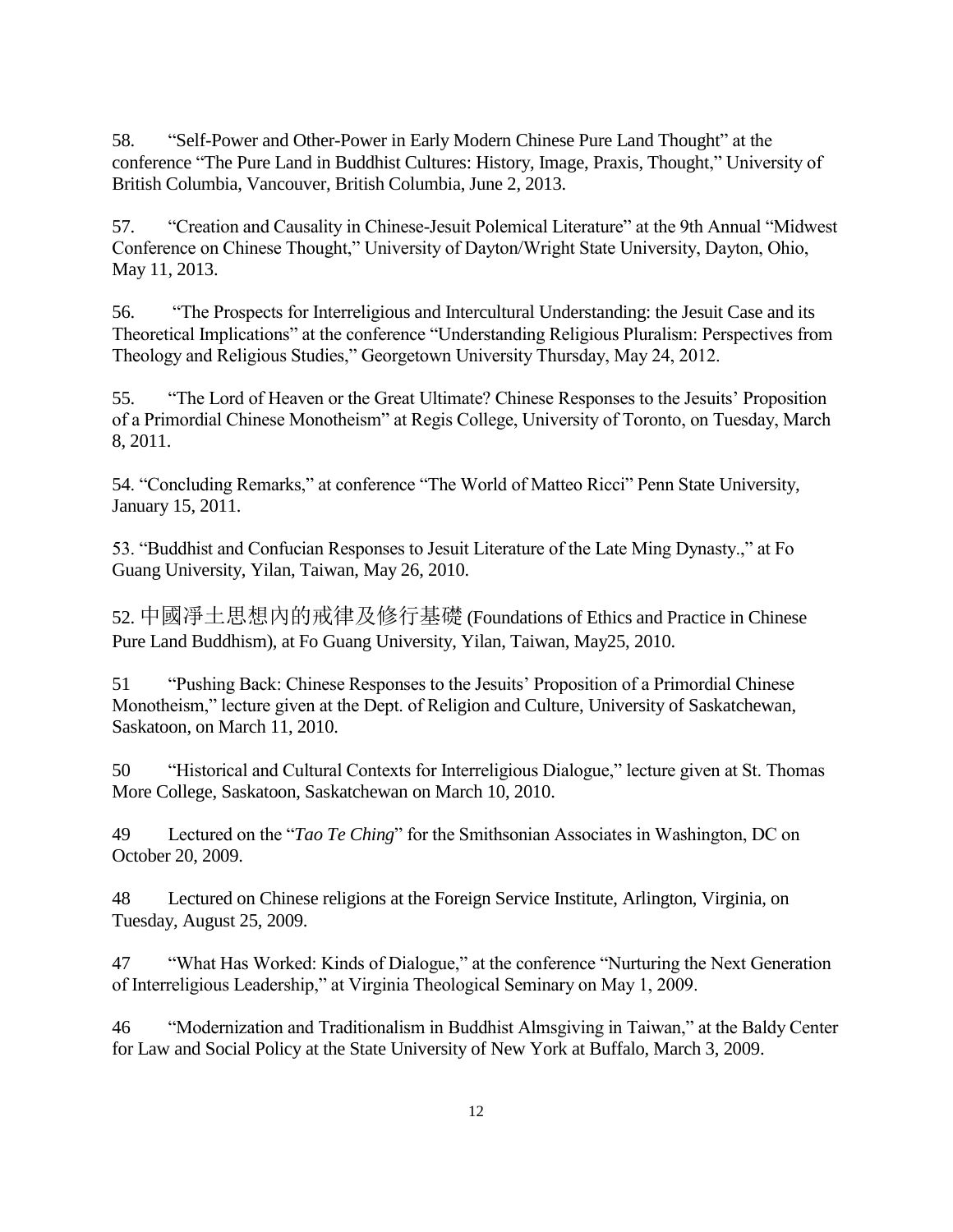58. “Self-Power and Other-Power in Early Modern Chinese Pure Land Thought” at the conference “The Pure Land in Buddhist Cultures: History, Image, Praxis, Thought,” University of British Columbia, Vancouver, British Columbia, June 2, 2013.

57. “Creation and Causality in Chinese-Jesuit Polemical Literature” at the 9th Annual “Midwest Conference on Chinese Thought,” University of Dayton/Wright State University, Dayton, Ohio, May 11, 2013.

56. “The Prospects for Interreligious and Intercultural Understanding: the Jesuit Case and its Theoretical Implications” at the conference “Understanding Religious Pluralism: Perspectives from Theology and Religious Studies,” Georgetown University Thursday, May 24, 2012.

55. “The Lord of Heaven or the Great Ultimate? Chinese Responses to the Jesuits’ Proposition of a Primordial Chinese Monotheism” at Regis College, University of Toronto, on Tuesday, March 8, 2011.

54. “Concluding Remarks,” at conference “The World of Matteo Ricci” Penn State University, January 15, 2011.

53. “Buddhist and Confucian Responses to Jesuit Literature of the Late Ming Dynasty.,” at Fo Guang University, Yilan, Taiwan, May 26, 2010.

52. 中國淨土思想內的戒律及修行基礎 (Foundations of Ethics and Practice in Chinese Pure Land Buddhism), at Fo Guang University, Yilan, Taiwan, May25, 2010.

51 “Pushing Back: Chinese Responses to the Jesuits’ Proposition of a Primordial Chinese Monotheism,” lecture given at the Dept. of Religion and Culture, University of Saskatchewan, Saskatoon, on March 11, 2010.

50 “Historical and Cultural Contexts for Interreligious Dialogue,” lecture given at St. Thomas More College, Saskatoon, Saskatchewan on March 10, 2010.

49 Lectured on the “*Tao Te Ching*” for the Smithsonian Associates in Washington, DC on October 20, 2009.

48 Lectured on Chinese religions at the Foreign Service Institute, Arlington, Virginia, on Tuesday, August 25, 2009.

47 “What Has Worked: Kinds of Dialogue,” at the conference “Nurturing the Next Generation of Interreligious Leadership,” at Virginia Theological Seminary on May 1, 2009.

46 “Modernization and Traditionalism in Buddhist Almsgiving in Taiwan,” at the Baldy Center for Law and Social Policy at the State University of New York at Buffalo, March 3, 2009.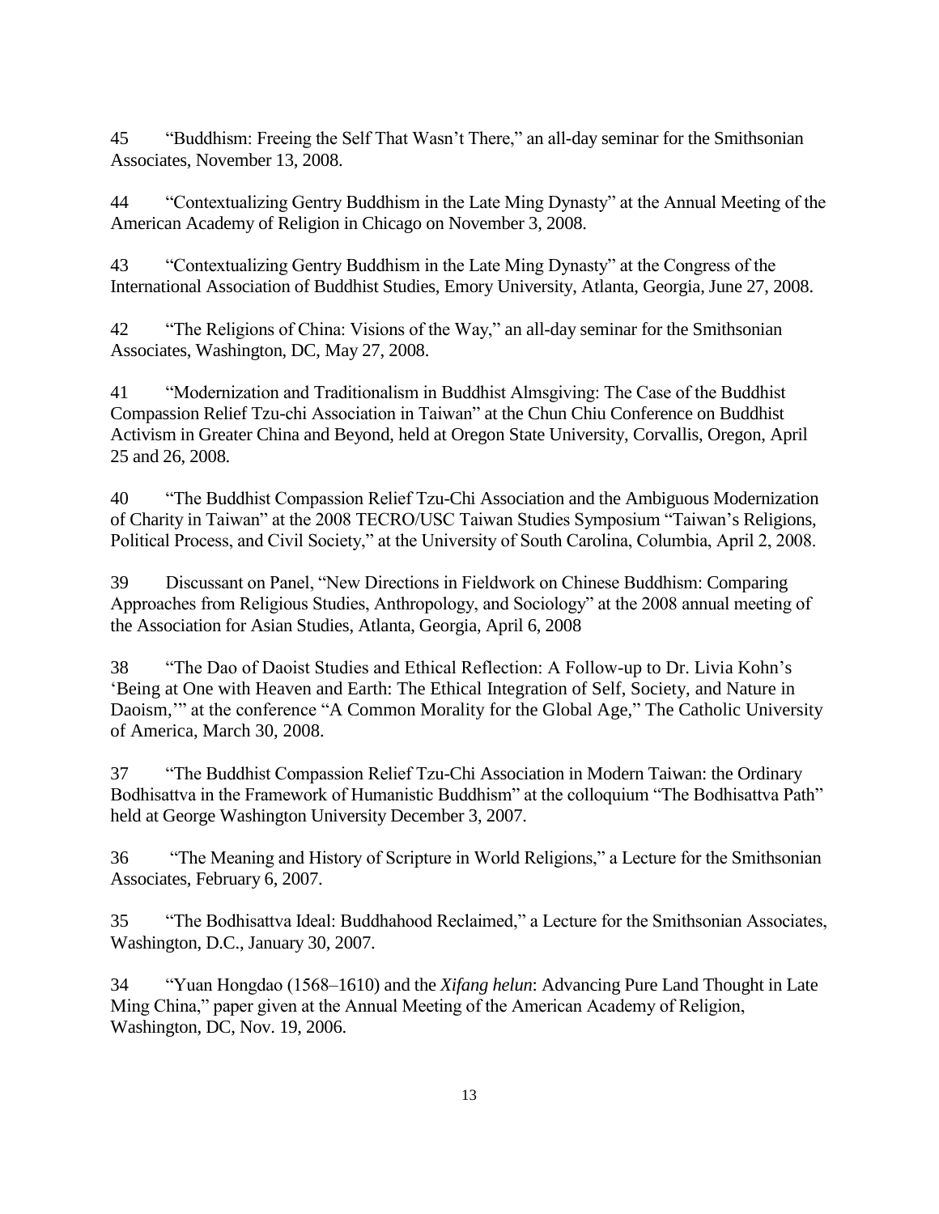45 “Buddhism: Freeing the Self That Wasn’t There,” an all-day seminar for the Smithsonian Associates, November 13, 2008.

44 “Contextualizing Gentry Buddhism in the Late Ming Dynasty” at the Annual Meeting of the American Academy of Religion in Chicago on November 3, 2008.

43 “Contextualizing Gentry Buddhism in the Late Ming Dynasty” at the Congress of the International Association of Buddhist Studies, Emory University, Atlanta, Georgia, June 27, 2008.

42 “The Religions of China: Visions of the Way,” an all-day seminar for the Smithsonian Associates, Washington, DC, May 27, 2008.

41 “Modernization and Traditionalism in Buddhist Almsgiving: The Case of the Buddhist Compassion Relief Tzu-chi Association in Taiwan” at the Chun Chiu Conference on Buddhist Activism in Greater China and Beyond, held at Oregon State University, Corvallis, Oregon, April 25 and 26, 2008.

40 “The Buddhist Compassion Relief Tzu-Chi Association and the Ambiguous Modernization of Charity in Taiwan” at the 2008 TECRO/USC Taiwan Studies Symposium “Taiwan’s Religions, Political Process, and Civil Society,” at the University of South Carolina, Columbia, April 2, 2008.

39 Discussant on Panel, “New Directions in Fieldwork on Chinese Buddhism: Comparing Approaches from Religious Studies, Anthropology, and Sociology” at the 2008 annual meeting of the Association for Asian Studies, Atlanta, Georgia, April 6, 2008

38 “The Dao of Daoist Studies and Ethical Reflection: A Follow-up to Dr. Livia Kohn’s ‘Being at One with Heaven and Earth: The Ethical Integration of Self, Society, and Nature in Daoism,’” at the conference “A Common Morality for the Global Age,” The Catholic University of America, March 30, 2008.

37 “The Buddhist Compassion Relief Tzu-Chi Association in Modern Taiwan: the Ordinary Bodhisattva in the Framework of Humanistic Buddhism” at the colloquium “The Bodhisattva Path” held at George Washington University December 3, 2007.

36 “The Meaning and History of Scripture in World Religions,” a Lecture for the Smithsonian Associates, February 6, 2007.

35 “The Bodhisattva Ideal: Buddhahood Reclaimed,” a Lecture for the Smithsonian Associates, Washington, D.C., January 30, 2007.

34 “Yuan Hongdao (1568–1610) and the *Xifang helun*: Advancing Pure Land Thought in Late Ming China,” paper given at the Annual Meeting of the American Academy of Religion, Washington, DC, Nov. 19, 2006.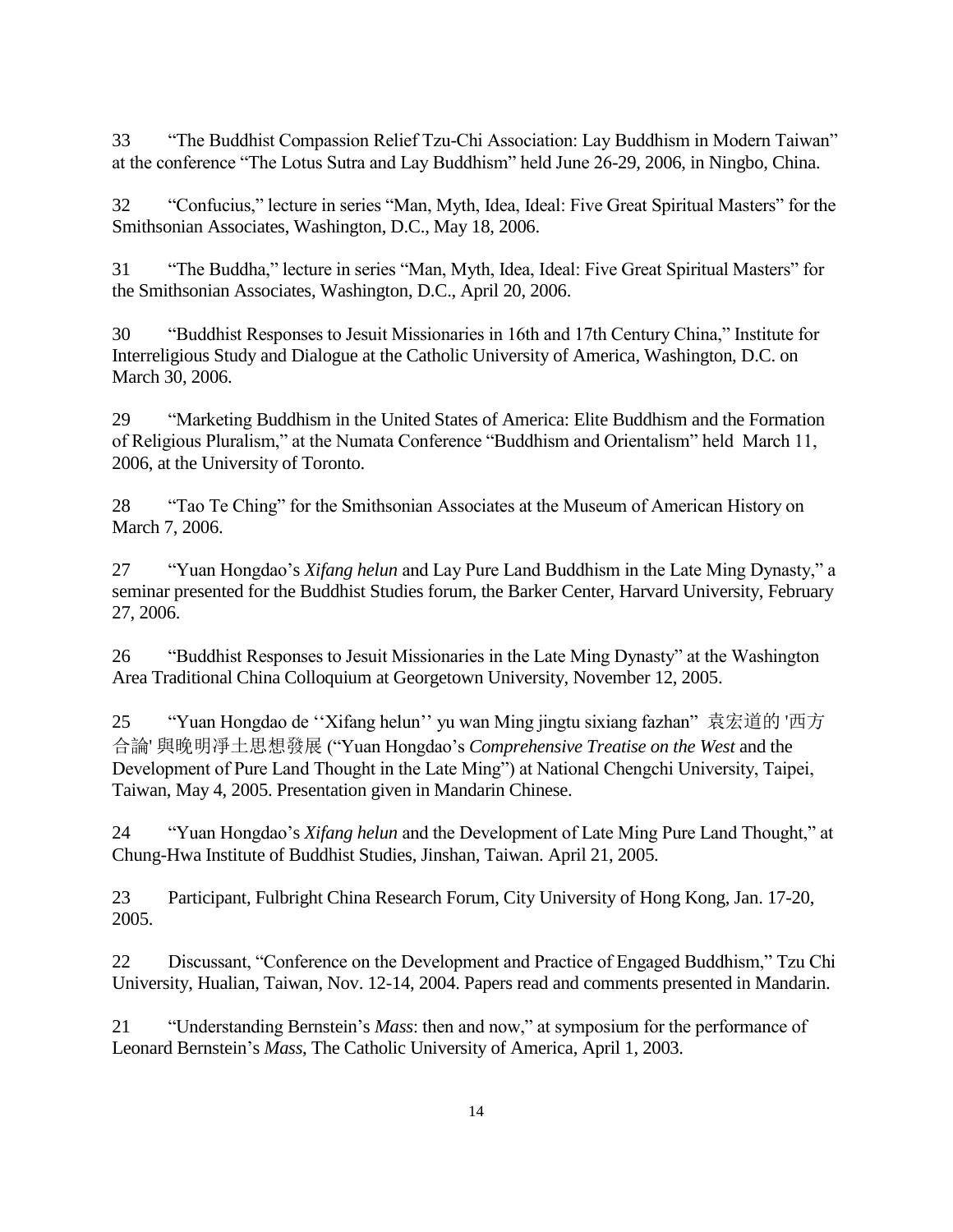33 "The Buddhist Compassion Relief Tzu-Chi Association: Lay Buddhism in Modern Taiwan" at the conference "The Lotus Sutra and Lay Buddhism" held June 26-29, 2006, in Ningbo, China.

32 "Confucius," lecture in series "Man, Myth, Idea, Ideal: Five Great Spiritual Masters" for the Smithsonian Associates, Washington, D.C., May 18, 2006.

31 "The Buddha," lecture in series "Man, Myth, Idea, Ideal: Five Great Spiritual Masters" for the Smithsonian Associates, Washington, D.C., April 20, 2006.

30 "Buddhist Responses to Jesuit Missionaries in 16th and 17th Century China," Institute for Interreligious Study and Dialogue at the Catholic University of America, Washington, D.C. on March 30, 2006.

29 "Marketing Buddhism in the United States of America: Elite Buddhism and the Formation of Religious Pluralism," at the Numata Conference "Buddhism and Orientalism" held March 11, 2006, at the University of Toronto.

28 "Tao Te Ching" for the Smithsonian Associates at the Museum of American History on March 7, 2006.

27 "Yuan Hongdao's *Xifang helun* and Lay Pure Land Buddhism in the Late Ming Dynasty," a seminar presented for the Buddhist Studies forum, the Barker Center, Harvard University, February 27, 2006.

26 "Buddhist Responses to Jesuit Missionaries in the Late Ming Dynasty" at the Washington Area Traditional China Colloquium at Georgetown University, November 12, 2005.

25 "Yuan Hongdao de ''Xifang helun'' yu wan Ming jingtu sixiang fazhan" 袁宏道的 '西方合論' 與晚明淨土思想發展 ("Yuan Hongdao's *Comprehensive Treatise on the West* and the Development of Pure Land Thought in the Late Ming") at National Chengchi University, Taipei, Taiwan, May 4, 2005. Presentation given in Mandarin Chinese.

24 "Yuan Hongdao's *Xifang helun* and the Development of Late Ming Pure Land Thought," at Chung-Hwa Institute of Buddhist Studies, Jinshan, Taiwan. April 21, 2005.

23 Participant, Fulbright China Research Forum, City University of Hong Kong, Jan. 17-20, 2005.

22 Discussant, "Conference on the Development and Practice of Engaged Buddhism," Tzu Chi University, Hualian, Taiwan, Nov. 12-14, 2004. Papers read and comments presented in Mandarin.

21 "Understanding Bernstein's *Mass*: then and now," at symposium for the performance of Leonard Bernstein's *Mass*, The Catholic University of America, April 1, 2003.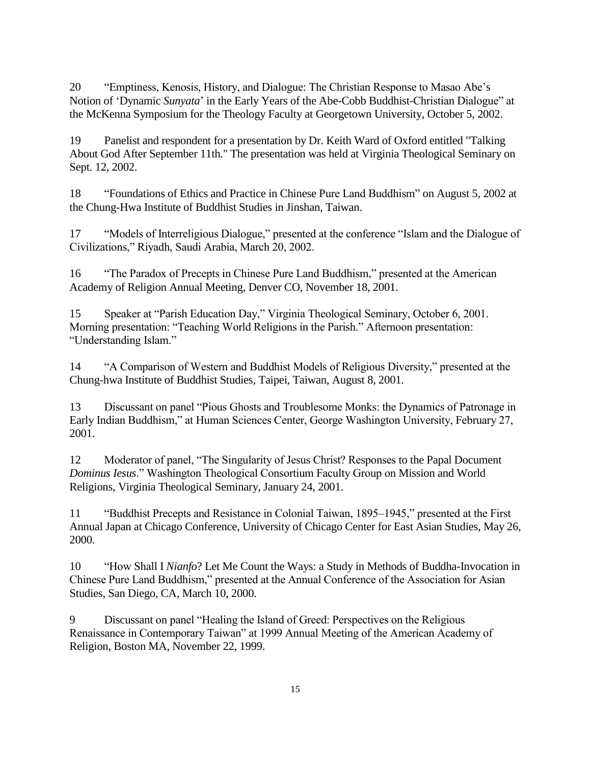20 “Emptiness, Kenosis, History, and Dialogue: The Christian Response to Masao Abe’s Notion of ‘Dynamic *Sunyata*’ in the Early Years of the Abe-Cobb Buddhist-Christian Dialogue” at the McKenna Symposium for the Theology Faculty at Georgetown University, October 5, 2002.

19 Panelist and respondent for a presentation by Dr. Keith Ward of Oxford entitled "Talking About God After September 11th." The presentation was held at Virginia Theological Seminary on Sept. 12, 2002.

18 “Foundations of Ethics and Practice in Chinese Pure Land Buddhism” on August 5, 2002 at the Chung-Hwa Institute of Buddhist Studies in Jinshan, Taiwan.

17 “Models of Interreligious Dialogue,” presented at the conference “Islam and the Dialogue of Civilizations,” Riyadh, Saudi Arabia, March 20, 2002.

16 “The Paradox of Precepts in Chinese Pure Land Buddhism,” presented at the American Academy of Religion Annual Meeting, Denver CO, November 18, 2001.

15 Speaker at “Parish Education Day,” Virginia Theological Seminary, October 6, 2001. Morning presentation: “Teaching World Religions in the Parish.” Afternoon presentation: “Understanding Islam.”

14 “A Comparison of Western and Buddhist Models of Religious Diversity,” presented at the Chung-hwa Institute of Buddhist Studies, Taipei, Taiwan, August 8, 2001.

13 Discussant on panel “Pious Ghosts and Troublesome Monks: the Dynamics of Patronage in Early Indian Buddhism,” at Human Sciences Center, George Washington University, February 27, 2001.

12 Moderator of panel, “The Singularity of Jesus Christ? Responses to the Papal Document *Dominus Iesus*.” Washington Theological Consortium Faculty Group on Mission and World Religions, Virginia Theological Seminary, January 24, 2001.

11 “Buddhist Precepts and Resistance in Colonial Taiwan, 1895–1945,” presented at the First Annual Japan at Chicago Conference, University of Chicago Center for East Asian Studies, May 26, 2000.

10 “How Shall I *Nianfo*? Let Me Count the Ways: a Study in Methods of Buddha-Invocation in Chinese Pure Land Buddhism,” presented at the Annual Conference of the Association for Asian Studies, San Diego, CA, March 10, 2000.

9 Discussant on panel “Healing the Island of Greed: Perspectives on the Religious Renaissance in Contemporary Taiwan” at 1999 Annual Meeting of the American Academy of Religion, Boston MA, November 22, 1999.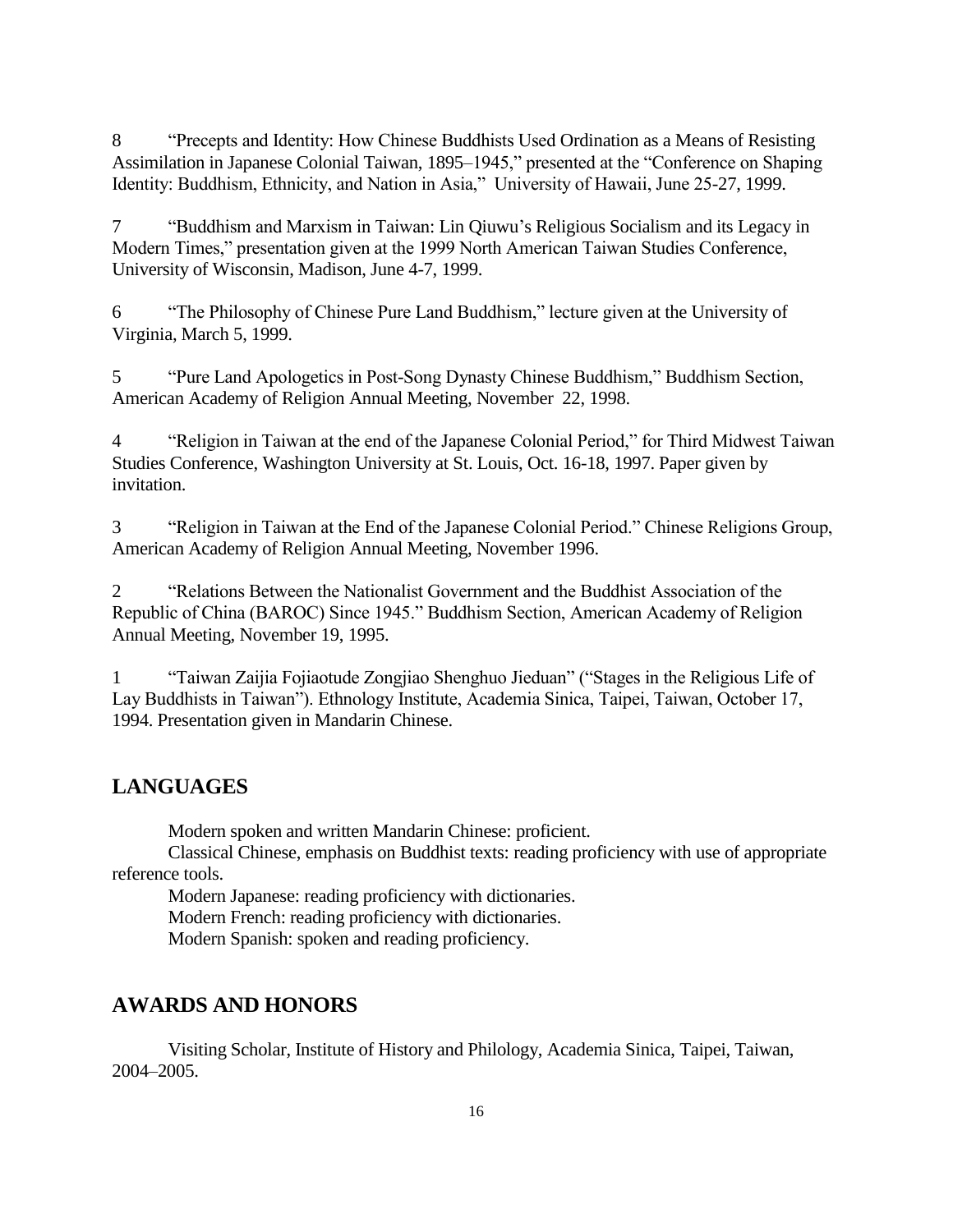8 "Precepts and Identity: How Chinese Buddhists Used Ordination as a Means of Resisting Assimilation in Japanese Colonial Taiwan, 1895–1945," presented at the "Conference on Shaping Identity: Buddhism, Ethnicity, and Nation in Asia," University of Hawaii, June 25-27, 1999.

7 "Buddhism and Marxism in Taiwan: Lin Qiuwu's Religious Socialism and its Legacy in Modern Times," presentation given at the 1999 North American Taiwan Studies Conference, University of Wisconsin, Madison, June 4-7, 1999.

6 "The Philosophy of Chinese Pure Land Buddhism," lecture given at the University of Virginia, March 5, 1999.

5 "Pure Land Apologetics in Post-Song Dynasty Chinese Buddhism," Buddhism Section, American Academy of Religion Annual Meeting, November 22, 1998.

4 "Religion in Taiwan at the end of the Japanese Colonial Period," for Third Midwest Taiwan Studies Conference, Washington University at St. Louis, Oct. 16-18, 1997. Paper given by invitation.

3 "Religion in Taiwan at the End of the Japanese Colonial Period." Chinese Religions Group, American Academy of Religion Annual Meeting, November 1996.

2 "Relations Between the Nationalist Government and the Buddhist Association of the Republic of China (BAROC) Since 1945." Buddhism Section, American Academy of Religion Annual Meeting, November 19, 1995.

1 "Taiwan Zaijia Fojiaotude Zongjiao Shenghuo Jieduan" ("Stages in the Religious Life of Lay Buddhists in Taiwan"). Ethnology Institute, Academia Sinica, Taipei, Taiwan, October 17, 1994. Presentation given in Mandarin Chinese.

## LANGUAGES

Modern spoken and written Mandarin Chinese: proficient.

Classical Chinese, emphasis on Buddhist texts: reading proficiency with use of appropriate reference tools.

Modern Japanese: reading proficiency with dictionaries.

Modern French: reading proficiency with dictionaries.

Modern Spanish: spoken and reading proficiency.

## AWARDS AND HONORS

Visiting Scholar, Institute of History and Philology, Academia Sinica, Taipei, Taiwan, 2004–2005.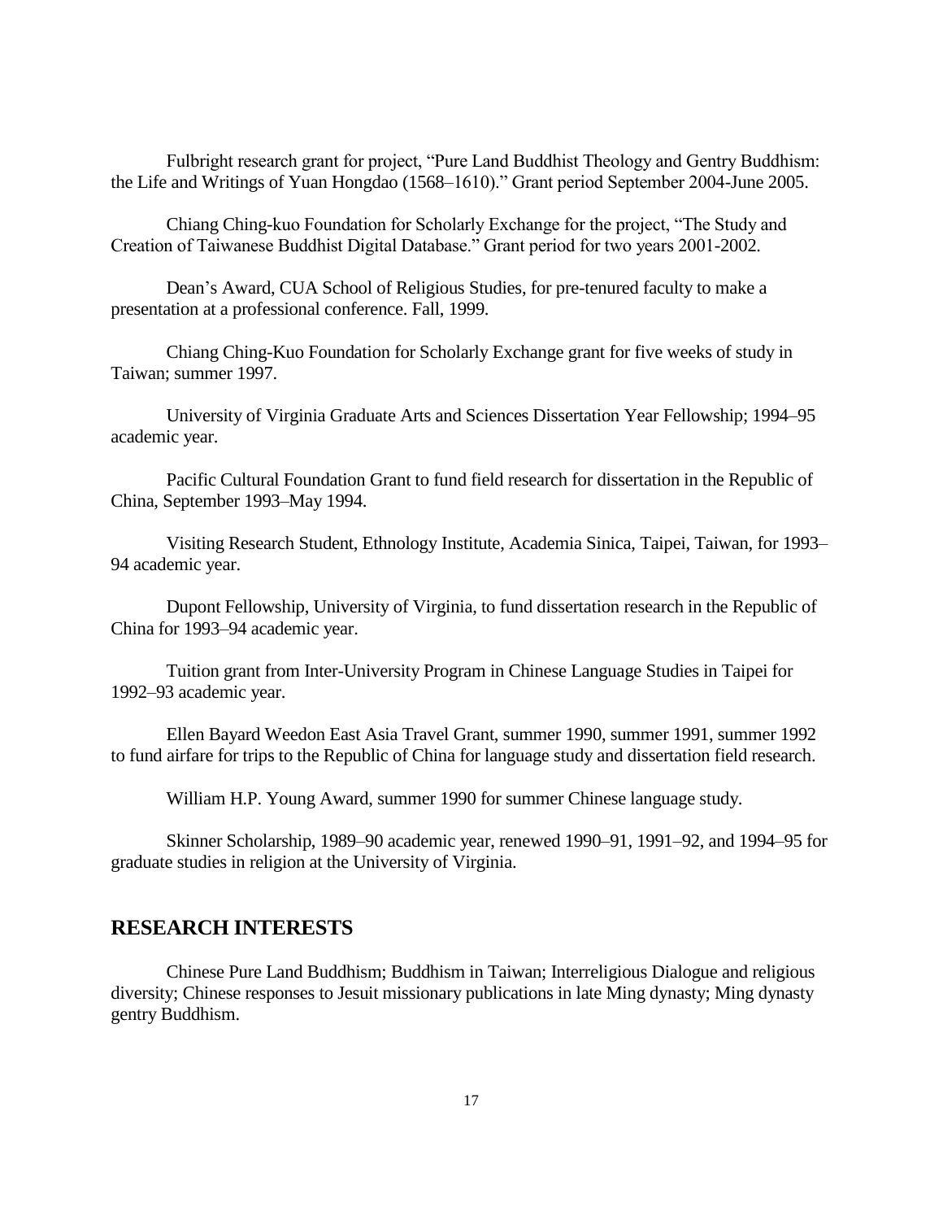Fulbright research grant for project, "Pure Land Buddhist Theology and Gentry Buddhism: the Life and Writings of Yuan Hongdao (1568–1610)." Grant period September 2004-June 2005.

Chiang Ching-kuo Foundation for Scholarly Exchange for the project, "The Study and Creation of Taiwanese Buddhist Digital Database." Grant period for two years 2001-2002.

Dean's Award, CUA School of Religious Studies, for pre-tenured faculty to make a presentation at a professional conference. Fall, 1999.

Chiang Ching-Kuo Foundation for Scholarly Exchange grant for five weeks of study in Taiwan; summer 1997.

University of Virginia Graduate Arts and Sciences Dissertation Year Fellowship; 1994–95 academic year.

Pacific Cultural Foundation Grant to fund field research for dissertation in the Republic of China, September 1993–May 1994.

Visiting Research Student, Ethnology Institute, Academia Sinica, Taipei, Taiwan, for 1993–94 academic year.

Dupont Fellowship, University of Virginia, to fund dissertation research in the Republic of China for 1993–94 academic year.

Tuition grant from Inter-University Program in Chinese Language Studies in Taipei for 1992–93 academic year.

Ellen Bayard Weedon East Asia Travel Grant, summer 1990, summer 1991, summer 1992 to fund airfare for trips to the Republic of China for language study and dissertation field research.

William H.P. Young Award, summer 1990 for summer Chinese language study.

Skinner Scholarship, 1989–90 academic year, renewed 1990–91, 1991–92, and 1994–95 for graduate studies in religion at the University of Virginia.

## RESEARCH INTERESTS

Chinese Pure Land Buddhism; Buddhism in Taiwan; Interreligious Dialogue and religious diversity; Chinese responses to Jesuit missionary publications in late Ming dynasty; Ming dynasty gentry Buddhism.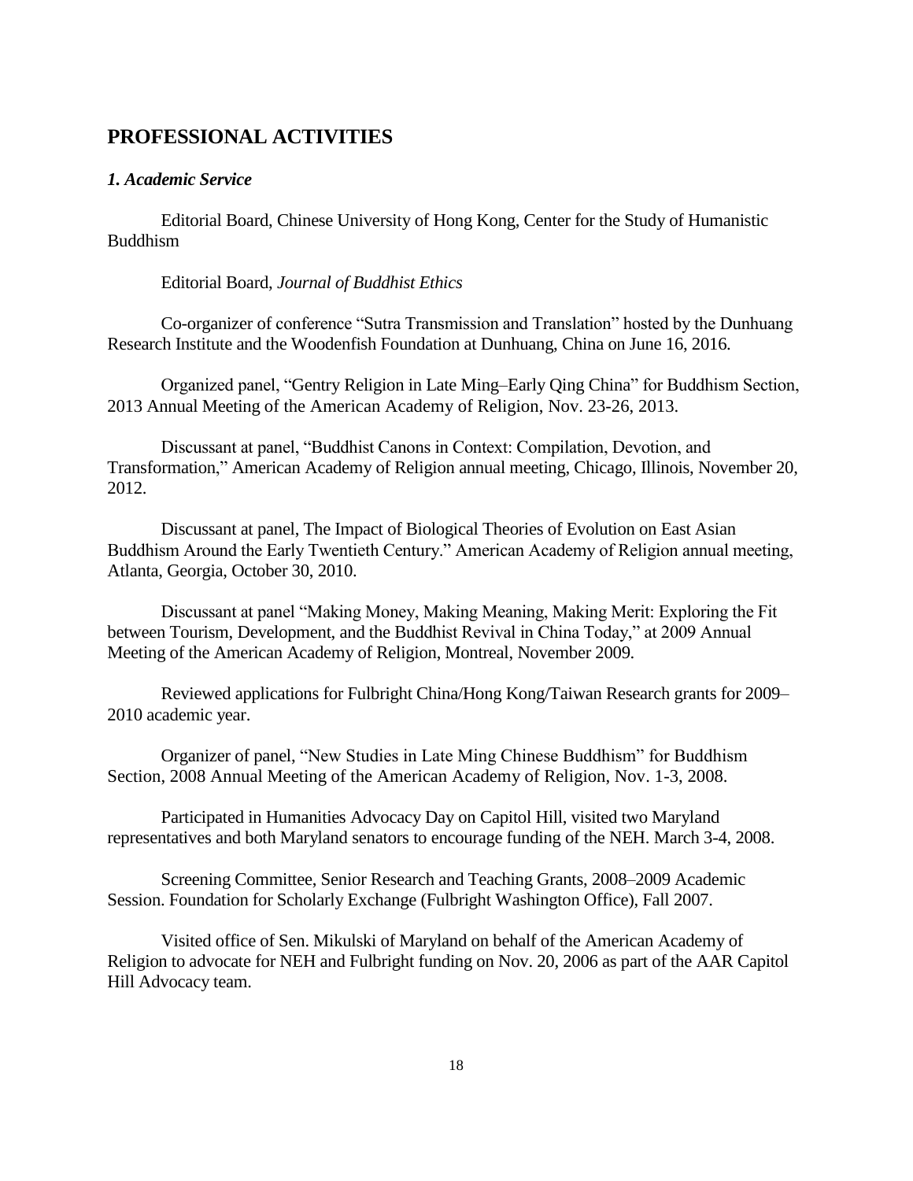## PROFESSIONAL ACTIVITIES

### *1. Academic Service*

Editorial Board, Chinese University of Hong Kong, Center for the Study of Humanistic Buddhism

Editorial Board, *Journal of Buddhist Ethics*

Co-organizer of conference "Sutra Transmission and Translation" hosted by the Dunhuang Research Institute and the Woodenfish Foundation at Dunhuang, China on June 16, 2016.

Organized panel, "Gentry Religion in Late Ming–Early Qing China" for Buddhism Section, 2013 Annual Meeting of the American Academy of Religion, Nov. 23-26, 2013.

Discussant at panel, "Buddhist Canons in Context: Compilation, Devotion, and Transformation," American Academy of Religion annual meeting, Chicago, Illinois, November 20, 2012.

Discussant at panel, The Impact of Biological Theories of Evolution on East Asian Buddhism Around the Early Twentieth Century." American Academy of Religion annual meeting, Atlanta, Georgia, October 30, 2010.

Discussant at panel "Making Money, Making Meaning, Making Merit: Exploring the Fit between Tourism, Development, and the Buddhist Revival in China Today," at 2009 Annual Meeting of the American Academy of Religion, Montreal, November 2009.

Reviewed applications for Fulbright China/Hong Kong/Taiwan Research grants for 2009–2010 academic year.

Organizer of panel, "New Studies in Late Ming Chinese Buddhism" for Buddhism Section, 2008 Annual Meeting of the American Academy of Religion, Nov. 1-3, 2008.

Participated in Humanities Advocacy Day on Capitol Hill, visited two Maryland representatives and both Maryland senators to encourage funding of the NEH. March 3-4, 2008.

Screening Committee, Senior Research and Teaching Grants, 2008–2009 Academic Session. Foundation for Scholarly Exchange (Fulbright Washington Office), Fall 2007.

Visited office of Sen. Mikulski of Maryland on behalf of the American Academy of Religion to advocate for NEH and Fulbright funding on Nov. 20, 2006 as part of the AAR Capitol Hill Advocacy team.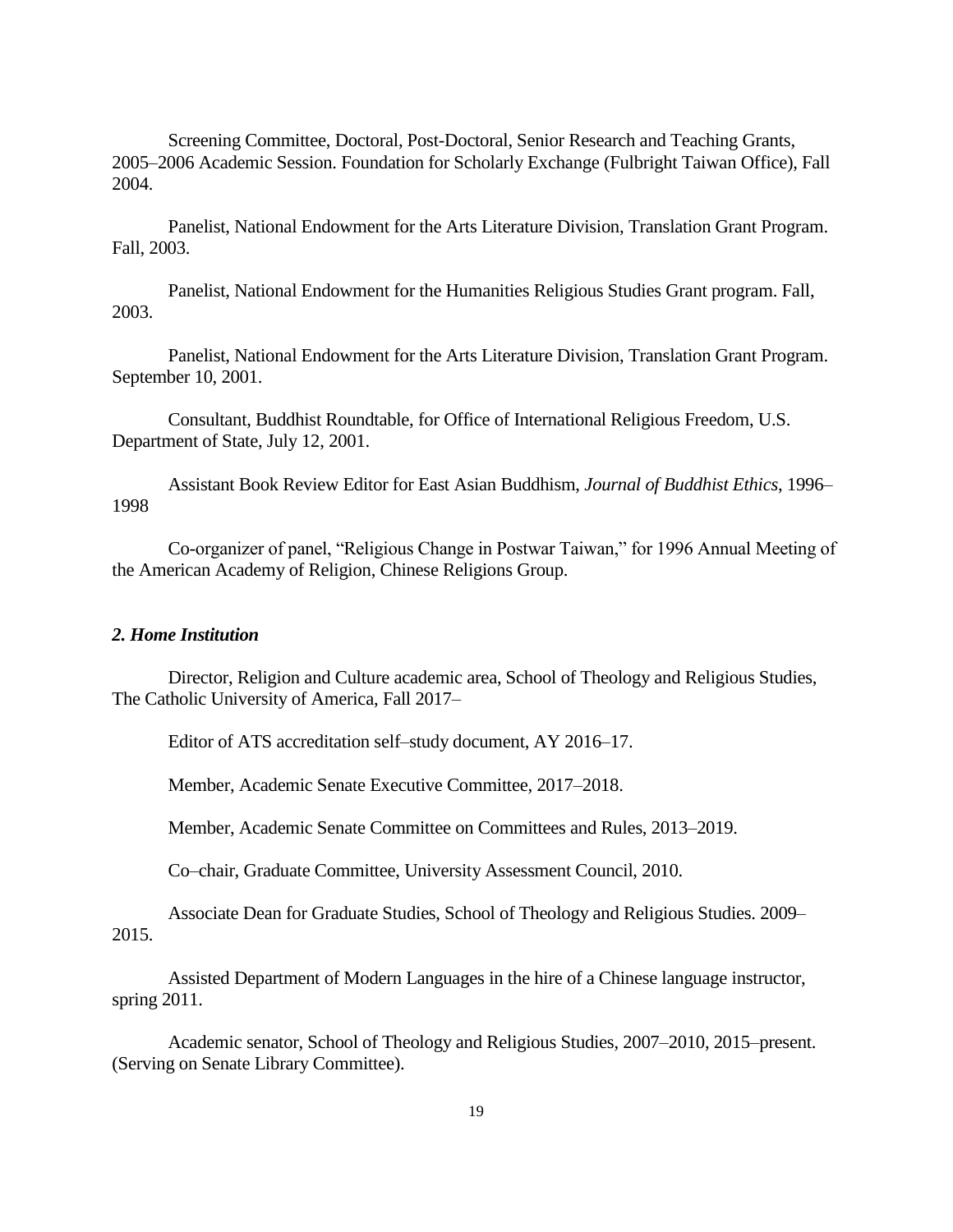Screening Committee, Doctoral, Post-Doctoral, Senior Research and Teaching Grants, 2005–2006 Academic Session. Foundation for Scholarly Exchange (Fulbright Taiwan Office), Fall 2004.

Panelist, National Endowment for the Arts Literature Division, Translation Grant Program. Fall, 2003.

Panelist, National Endowment for the Humanities Religious Studies Grant program. Fall, 2003.

Panelist, National Endowment for the Arts Literature Division, Translation Grant Program. September 10, 2001.

Consultant, Buddhist Roundtable, for Office of International Religious Freedom, U.S. Department of State, July 12, 2001.

Assistant Book Review Editor for East Asian Buddhism, *Journal of Buddhist Ethics*, 1996–1998

Co-organizer of panel, "Religious Change in Postwar Taiwan," for 1996 Annual Meeting of the American Academy of Religion, Chinese Religions Group.

### *2. Home Institution*

Director, Religion and Culture academic area, School of Theology and Religious Studies, The Catholic University of America, Fall 2017–

Editor of ATS accreditation self–study document, AY 2016–17.

Member, Academic Senate Executive Committee, 2017–2018.

Member, Academic Senate Committee on Committees and Rules, 2013–2019.

Co–chair, Graduate Committee, University Assessment Council, 2010.

Associate Dean for Graduate Studies, School of Theology and Religious Studies. 2009–2015.

Assisted Department of Modern Languages in the hire of a Chinese language instructor, spring 2011.

Academic senator, School of Theology and Religious Studies, 2007–2010, 2015–present. (Serving on Senate Library Committee).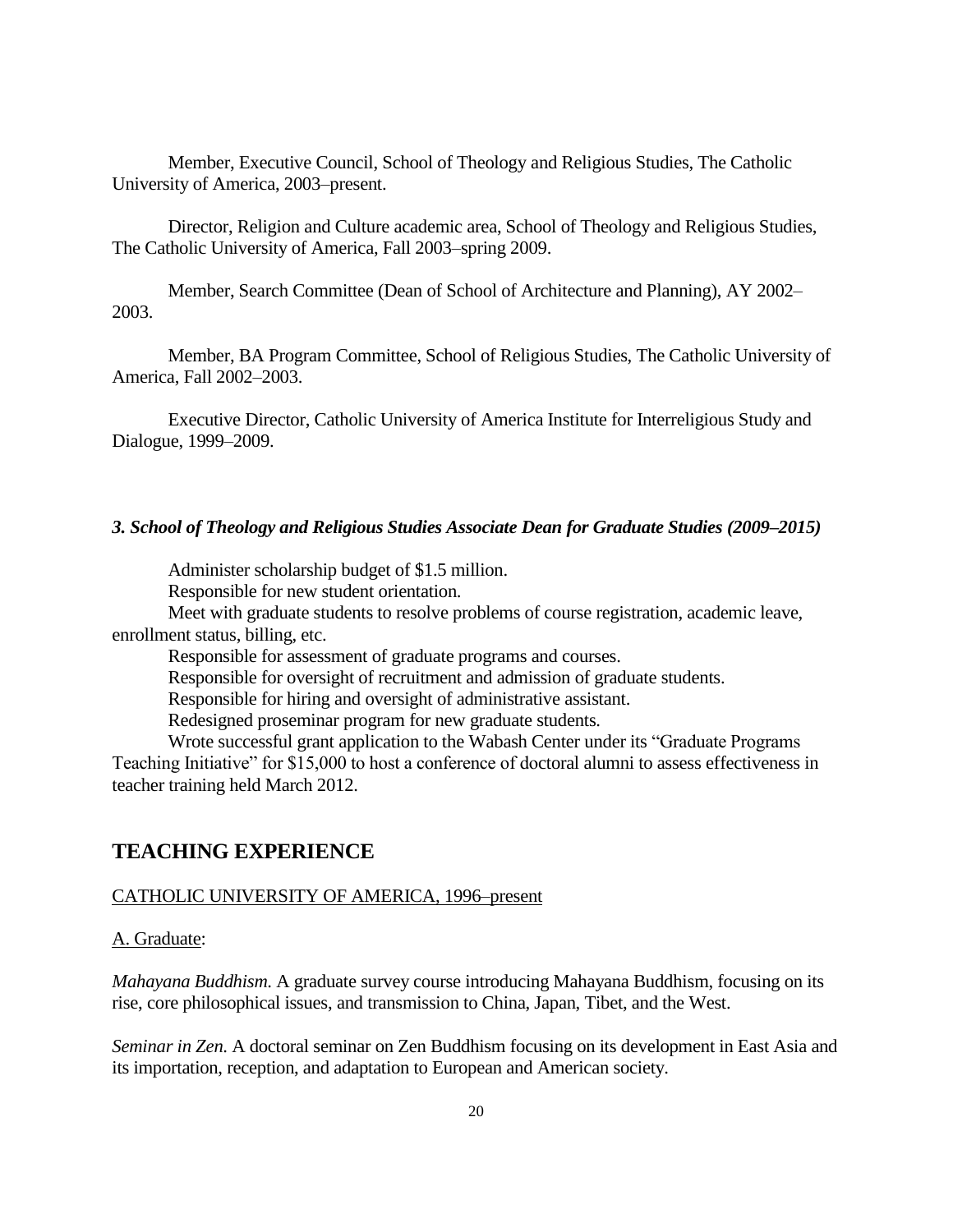Member, Executive Council, School of Theology and Religious Studies, The Catholic University of America, 2003–present.

Director, Religion and Culture academic area, School of Theology and Religious Studies, The Catholic University of America, Fall 2003–spring 2009.

Member, Search Committee (Dean of School of Architecture and Planning), AY 2002–2003.

Member, BA Program Committee, School of Religious Studies, The Catholic University of America, Fall 2002–2003.

Executive Director, Catholic University of America Institute for Interreligious Study and Dialogue, 1999–2009.

***3. School of Theology and Religious Studies Associate Dean for Graduate Studies (2009–2015)***

Administer scholarship budget of $1.5 million.
Responsible for new student orientation.
Meet with graduate students to resolve problems of course registration, academic leave, enrollment status, billing, etc.
Responsible for assessment of graduate programs and courses.
Responsible for oversight of recruitment and admission of graduate students.
Responsible for hiring and oversight of administrative assistant.
Redesigned proseminar program for new graduate students.
Wrote successful grant application to the Wabash Center under its "Graduate Programs Teaching Initiative" for $15,000 to host a conference of doctoral alumni to assess effectiveness in teacher training held March 2012.

## TEACHING EXPERIENCE

<u>CATHOLIC UNIVERSITY OF AMERICA, 1996–present</u>

<u>A. Graduate</u>:

*Mahayana Buddhism.* A graduate survey course introducing Mahayana Buddhism, focusing on its rise, core philosophical issues, and transmission to China, Japan, Tibet, and the West.

*Seminar in Zen.* A doctoral seminar on Zen Buddhism focusing on its development in East Asia and its importation, reception, and adaptation to European and American society.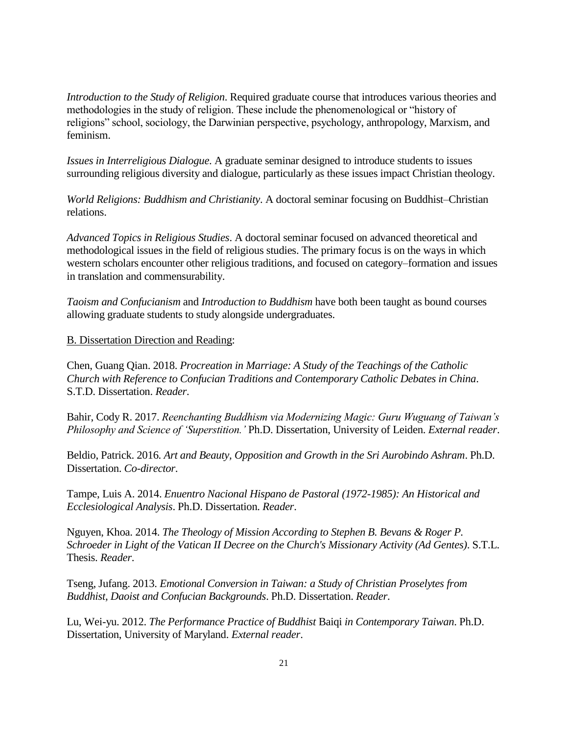*Introduction to the Study of Religion*. Required graduate course that introduces various theories and methodologies in the study of religion. These include the phenomenological or "history of religions" school, sociology, the Darwinian perspective, psychology, anthropology, Marxism, and feminism.

*Issues in Interreligious Dialogue*. A graduate seminar designed to introduce students to issues surrounding religious diversity and dialogue, particularly as these issues impact Christian theology.

*World Religions: Buddhism and Christianity*. A doctoral seminar focusing on Buddhist–Christian relations.

*Advanced Topics in Religious Studies*. A doctoral seminar focused on advanced theoretical and methodological issues in the field of religious studies. The primary focus is on the ways in which western scholars encounter other religious traditions, and focused on category–formation and issues in translation and commensurability.

*Taoism and Confucianism* and *Introduction to Buddhism* have both been taught as bound courses allowing graduate students to study alongside undergraduates.

<u>B. Dissertation Direction and Reading</u>:

Chen, Guang Qian. 2018. *Procreation in Marriage: A Study of the Teachings of the Catholic Church with Reference to Confucian Traditions and Contemporary Catholic Debates in China*. S.T.D. Dissertation. *Reader*.

Bahir, Cody R. 2017. *Reenchanting Buddhism via Modernizing Magic: Guru Wuguang of Taiwan's Philosophy and Science of 'Superstition.'* Ph.D. Dissertation, University of Leiden. *External reader*.

Beldio, Patrick. 2016. *Art and Beauty, Opposition and Growth in the Sri Aurobindo Ashram*. Ph.D. Dissertation. *Co-director*.

Tampe, Luis A. 2014. *Enuentro Nacional Hispano de Pastoral (1972-1985): An Historical and Ecclesiological Analysis*. Ph.D. Dissertation. *Reader*.

Nguyen, Khoa. 2014. *The Theology of Mission According to Stephen B. Bevans & Roger P. Schroeder in Light of the Vatican II Decree on the Church's Missionary Activity (Ad Gentes)*. S.T.L. Thesis. *Reader*.

Tseng, Jufang. 2013. *Emotional Conversion in Taiwan: a Study of Christian Proselytes from Buddhist, Daoist and Confucian Backgrounds*. Ph.D. Dissertation. *Reader*.

Lu, Wei-yu. 2012. *The Performance Practice of Buddhist* Baiqi *in Contemporary Taiwan*. Ph.D. Dissertation, University of Maryland. *External reader*.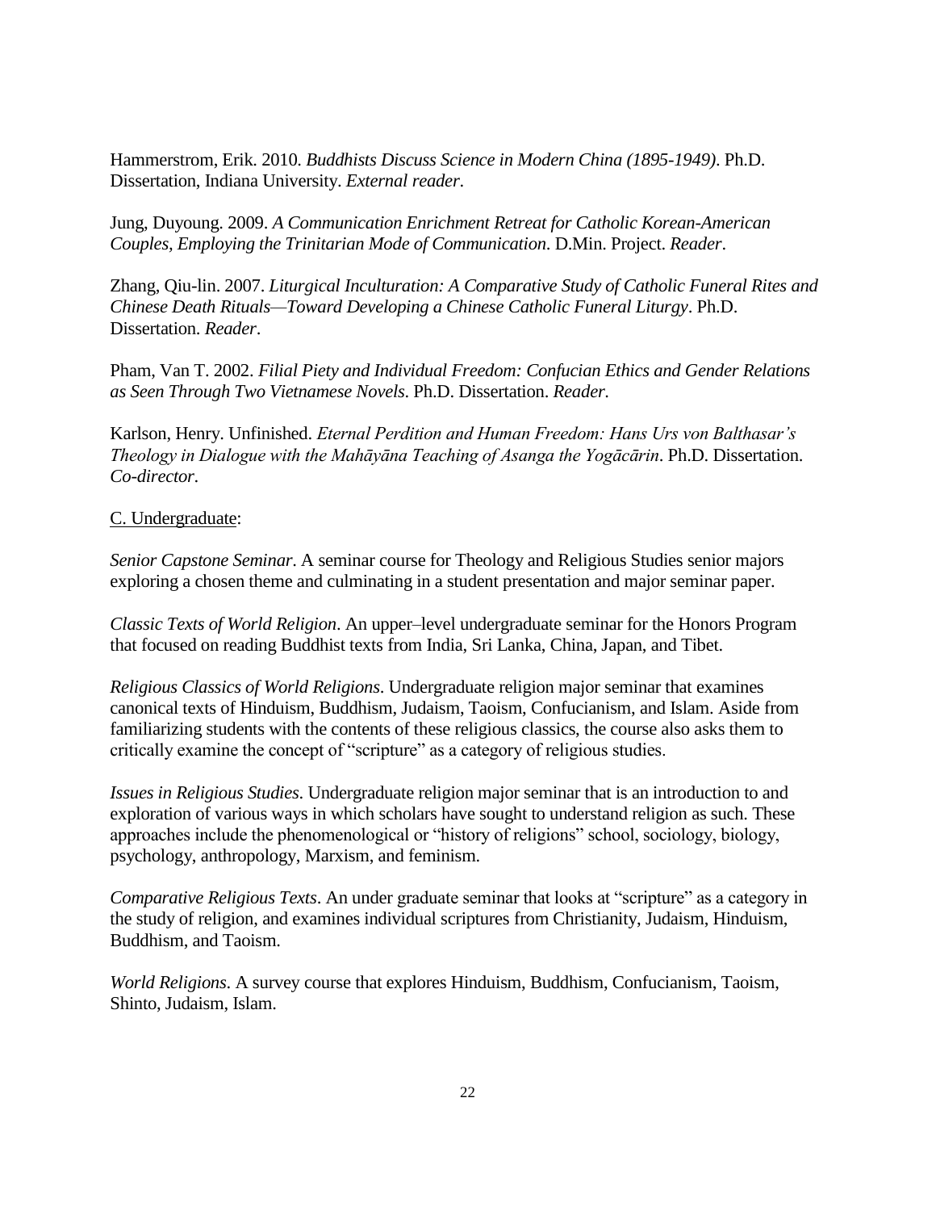Hammerstrom, Erik. 2010. *Buddhists Discuss Science in Modern China (1895-1949)*. Ph.D. Dissertation, Indiana University. *External reader*.

Jung, Duyoung. 2009. *A Communication Enrichment Retreat for Catholic Korean-American Couples, Employing the Trinitarian Mode of Communication*. D.Min. Project. *Reader*.

Zhang, Qiu-lin. 2007. *Liturgical Inculturation: A Comparative Study of Catholic Funeral Rites and Chinese Death Rituals—Toward Developing a Chinese Catholic Funeral Liturgy*. Ph.D. Dissertation. *Reader*.

Pham, Van T. 2002. *Filial Piety and Individual Freedom: Confucian Ethics and Gender Relations as Seen Through Two Vietnamese Novels*. Ph.D. Dissertation. *Reader.*

Karlson, Henry. Unfinished. *Eternal Perdition and Human Freedom: Hans Urs von Balthasar's Theology in Dialogue with the Mahāyāna Teaching of Asanga the Yogācārin*. Ph.D. Dissertation. *Co-director*.

<u>C. Undergraduate</u>:

*Senior Capstone Seminar*. A seminar course for Theology and Religious Studies senior majors exploring a chosen theme and culminating in a student presentation and major seminar paper.

*Classic Texts of World Religion*. An upper–level undergraduate seminar for the Honors Program that focused on reading Buddhist texts from India, Sri Lanka, China, Japan, and Tibet.

*Religious Classics of World Religions*. Undergraduate religion major seminar that examines canonical texts of Hinduism, Buddhism, Judaism, Taoism, Confucianism, and Islam. Aside from familiarizing students with the contents of these religious classics, the course also asks them to critically examine the concept of "scripture" as a category of religious studies.

*Issues in Religious Studies*. Undergraduate religion major seminar that is an introduction to and exploration of various ways in which scholars have sought to understand religion as such. These approaches include the phenomenological or "history of religions" school, sociology, biology, psychology, anthropology, Marxism, and feminism.

*Comparative Religious Texts*. An under graduate seminar that looks at "scripture" as a category in the study of religion, and examines individual scriptures from Christianity, Judaism, Hinduism, Buddhism, and Taoism.

*World Religions*. A survey course that explores Hinduism, Buddhism, Confucianism, Taoism, Shinto, Judaism, Islam.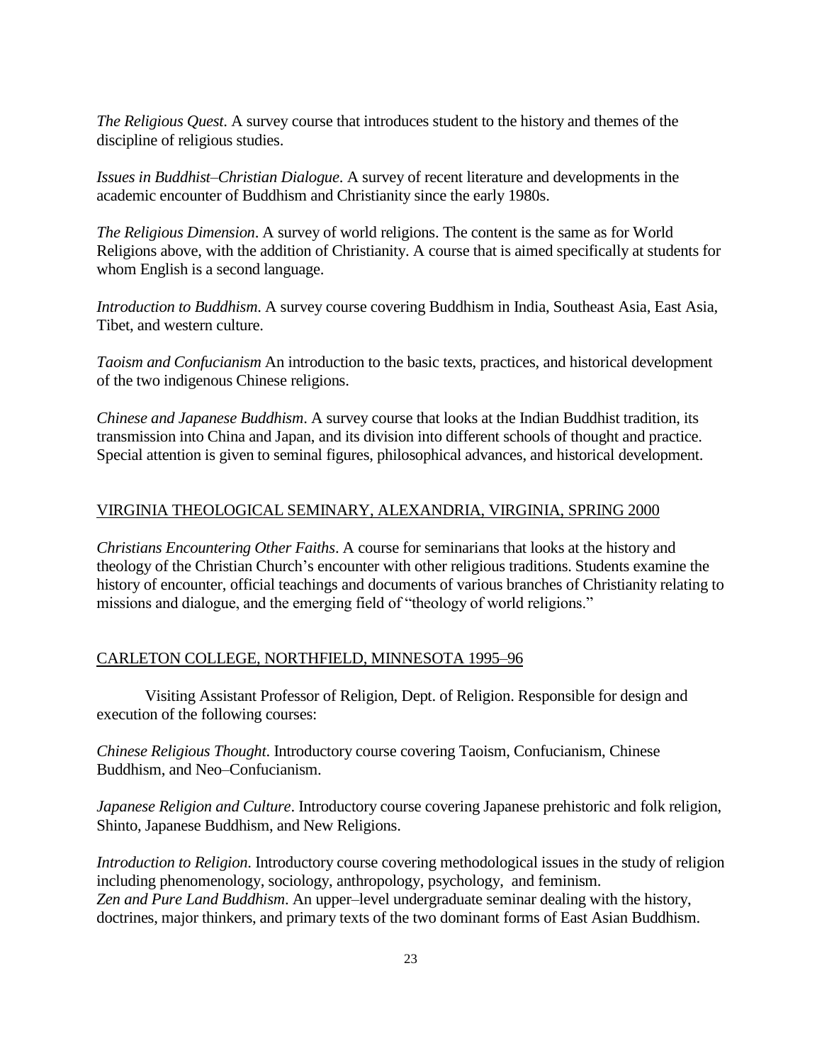*The Religious Quest*. A survey course that introduces student to the history and themes of the discipline of religious studies.

*Issues in Buddhist–Christian Dialogue*. A survey of recent literature and developments in the academic encounter of Buddhism and Christianity since the early 1980s.

*The Religious Dimension*. A survey of world religions. The content is the same as for World Religions above, with the addition of Christianity. A course that is aimed specifically at students for whom English is a second language.

*Introduction to Buddhism*. A survey course covering Buddhism in India, Southeast Asia, East Asia, Tibet, and western culture.

*Taoism and Confucianism* An introduction to the basic texts, practices, and historical development of the two indigenous Chinese religions.

*Chinese and Japanese Buddhism*. A survey course that looks at the Indian Buddhist tradition, its transmission into China and Japan, and its division into different schools of thought and practice. Special attention is given to seminal figures, philosophical advances, and historical development.

VIRGINIA THEOLOGICAL SEMINARY, ALEXANDRIA, VIRGINIA, SPRING 2000

*Christians Encountering Other Faiths*. A course for seminarians that looks at the history and theology of the Christian Church's encounter with other religious traditions. Students examine the history of encounter, official teachings and documents of various branches of Christianity relating to missions and dialogue, and the emerging field of "theology of world religions."

CARLETON COLLEGE, NORTHFIELD, MINNESOTA 1995–96

Visiting Assistant Professor of Religion, Dept. of Religion. Responsible for design and execution of the following courses:

*Chinese Religious Thought*. Introductory course covering Taoism, Confucianism, Chinese Buddhism, and Neo–Confucianism.

*Japanese Religion and Culture*. Introductory course covering Japanese prehistoric and folk religion, Shinto, Japanese Buddhism, and New Religions.

*Introduction to Religion*. Introductory course covering methodological issues in the study of religion including phenomenology, sociology, anthropology, psychology, and feminism.

*Zen and Pure Land Buddhism*. An upper–level undergraduate seminar dealing with the history, doctrines, major thinkers, and primary texts of the two dominant forms of East Asian Buddhism.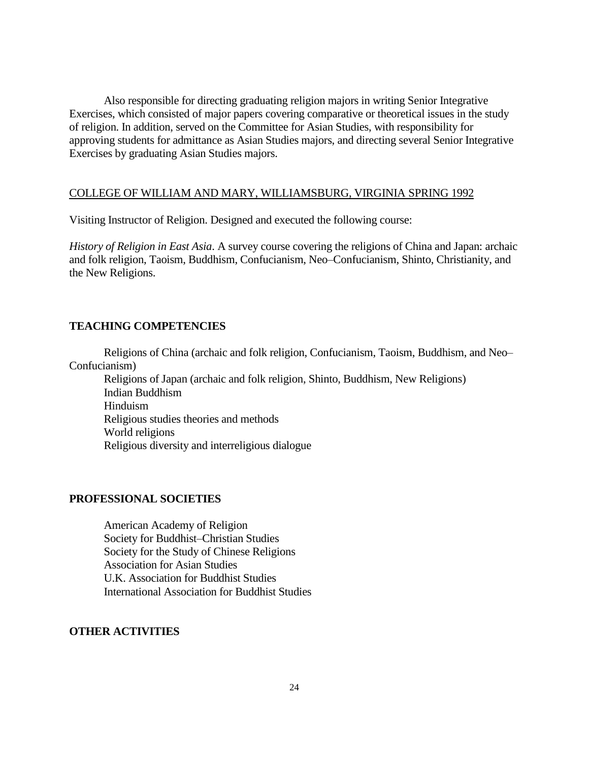Also responsible for directing graduating religion majors in writing Senior Integrative Exercises, which consisted of major papers covering comparative or theoretical issues in the study of religion. In addition, served on the Committee for Asian Studies, with responsibility for approving students for admittance as Asian Studies majors, and directing several Senior Integrative Exercises by graduating Asian Studies majors.

COLLEGE OF WILLIAM AND MARY, WILLIAMSBURG, VIRGINIA SPRING 1992

Visiting Instructor of Religion. Designed and executed the following course:

*History of Religion in East Asia*. A survey course covering the religions of China and Japan: archaic and folk religion, Taoism, Buddhism, Confucianism, Neo–Confucianism, Shinto, Christianity, and the New Religions.

## TEACHING COMPETENCIES

Religions of China (archaic and folk religion, Confucianism, Taoism, Buddhism, and Neo–Confucianism)
Religions of Japan (archaic and folk religion, Shinto, Buddhism, New Religions)
Indian Buddhism
Hinduism
Religious studies theories and methods
World religions
Religious diversity and interreligious dialogue

## PROFESSIONAL SOCIETIES

American Academy of Religion
Society for Buddhist–Christian Studies
Society for the Study of Chinese Religions
Association for Asian Studies
U.K. Association for Buddhist Studies
International Association for Buddhist Studies

## OTHER ACTIVITIES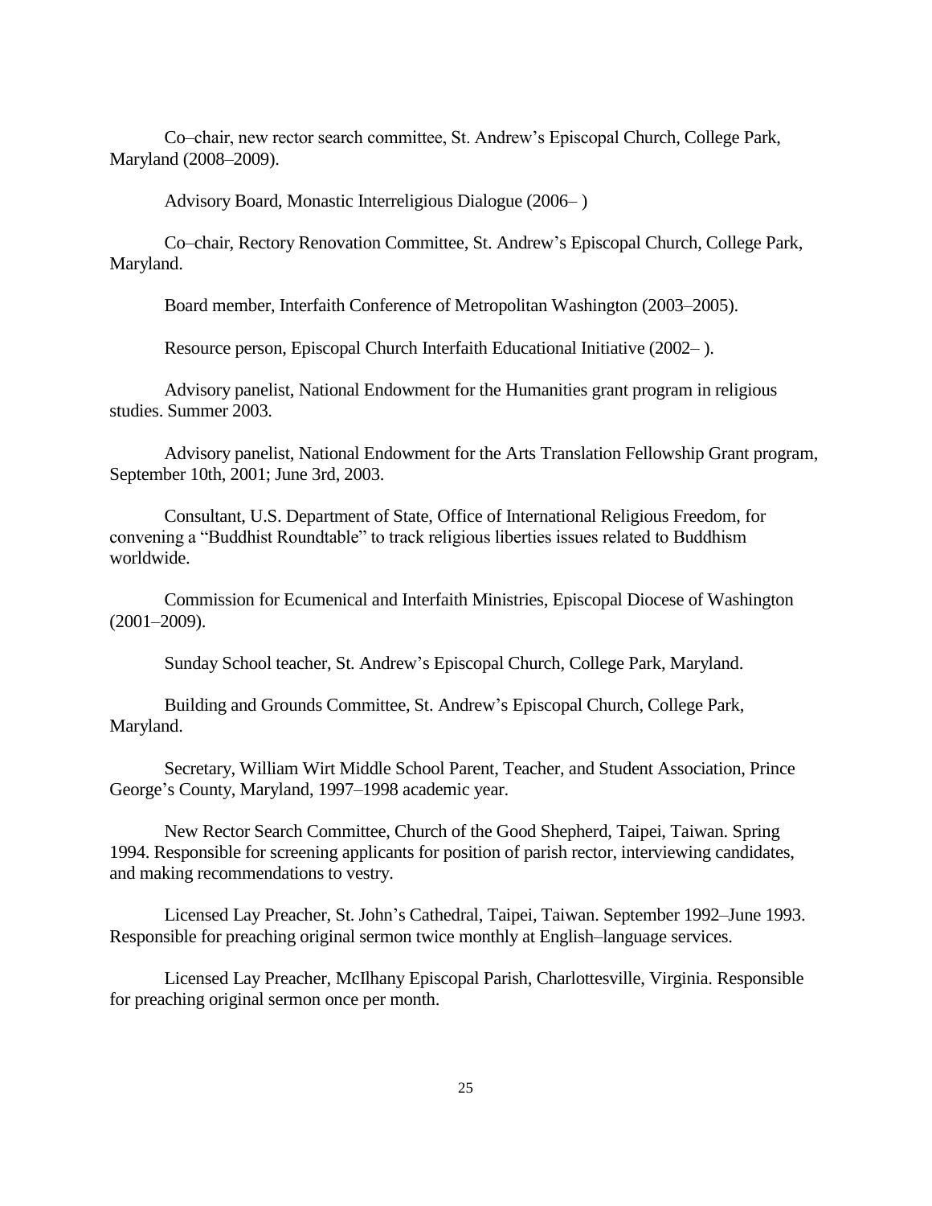Co–chair, new rector search committee, St. Andrew's Episcopal Church, College Park, Maryland (2008–2009).

Advisory Board, Monastic Interreligious Dialogue (2006– )

Co–chair, Rectory Renovation Committee, St. Andrew's Episcopal Church, College Park, Maryland.

Board member, Interfaith Conference of Metropolitan Washington (2003–2005).

Resource person, Episcopal Church Interfaith Educational Initiative (2002– ).

Advisory panelist, National Endowment for the Humanities grant program in religious studies. Summer 2003.

Advisory panelist, National Endowment for the Arts Translation Fellowship Grant program, September 10th, 2001; June 3rd, 2003.

Consultant, U.S. Department of State, Office of International Religious Freedom, for convening a "Buddhist Roundtable" to track religious liberties issues related to Buddhism worldwide.

Commission for Ecumenical and Interfaith Ministries, Episcopal Diocese of Washington (2001–2009).

Sunday School teacher, St. Andrew's Episcopal Church, College Park, Maryland.

Building and Grounds Committee, St. Andrew's Episcopal Church, College Park, Maryland.

Secretary, William Wirt Middle School Parent, Teacher, and Student Association, Prince George's County, Maryland, 1997–1998 academic year.

New Rector Search Committee, Church of the Good Shepherd, Taipei, Taiwan. Spring 1994. Responsible for screening applicants for position of parish rector, interviewing candidates, and making recommendations to vestry.

Licensed Lay Preacher, St. John's Cathedral, Taipei, Taiwan. September 1992–June 1993. Responsible for preaching original sermon twice monthly at English–language services.

Licensed Lay Preacher, McIlhany Episcopal Parish, Charlottesville, Virginia. Responsible for preaching original sermon once per month.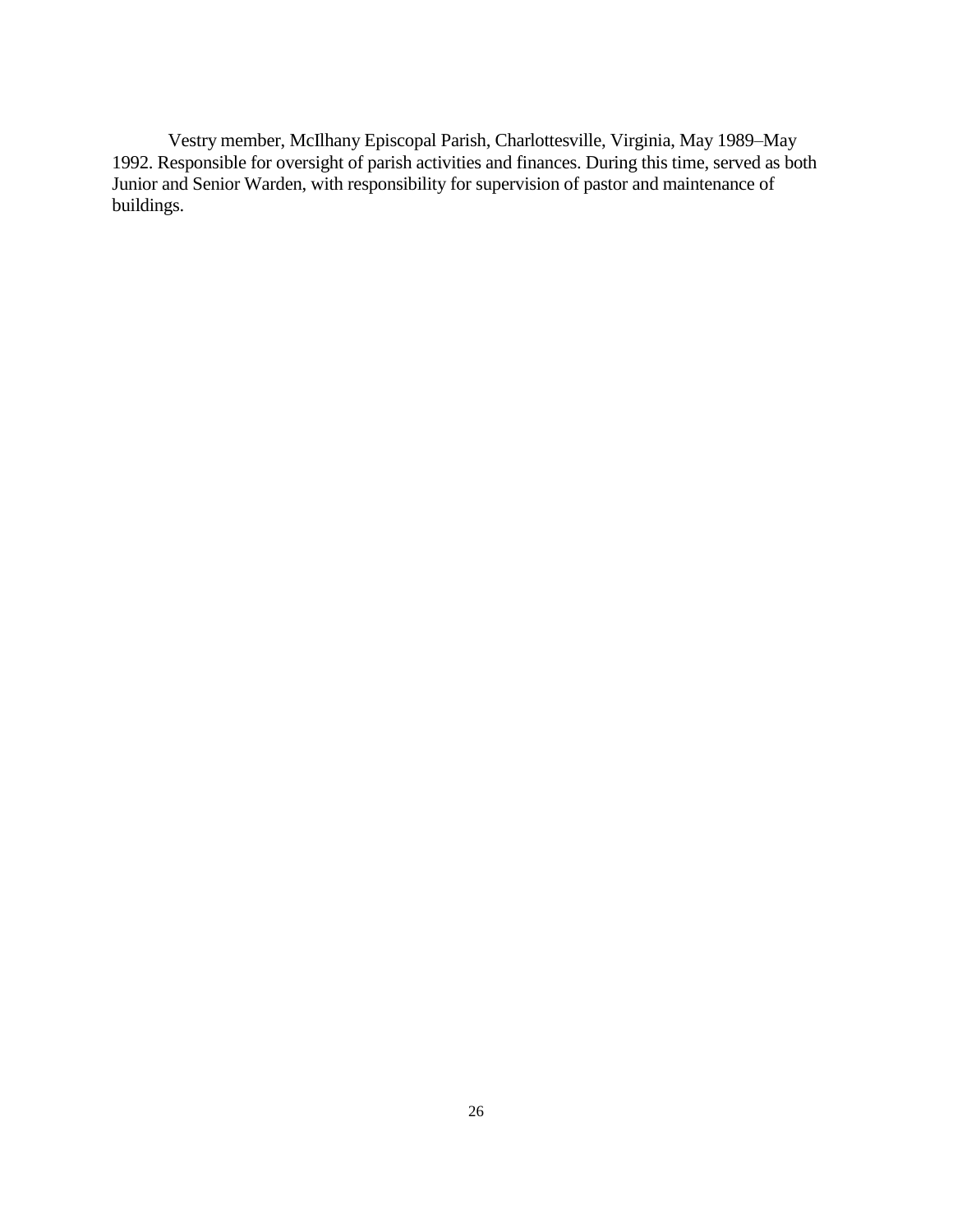Vestry member, McIlhany Episcopal Parish, Charlottesville, Virginia, May 1989–May 1992. Responsible for oversight of parish activities and finances. During this time, served as both Junior and Senior Warden, with responsibility for supervision of pastor and maintenance of buildings.